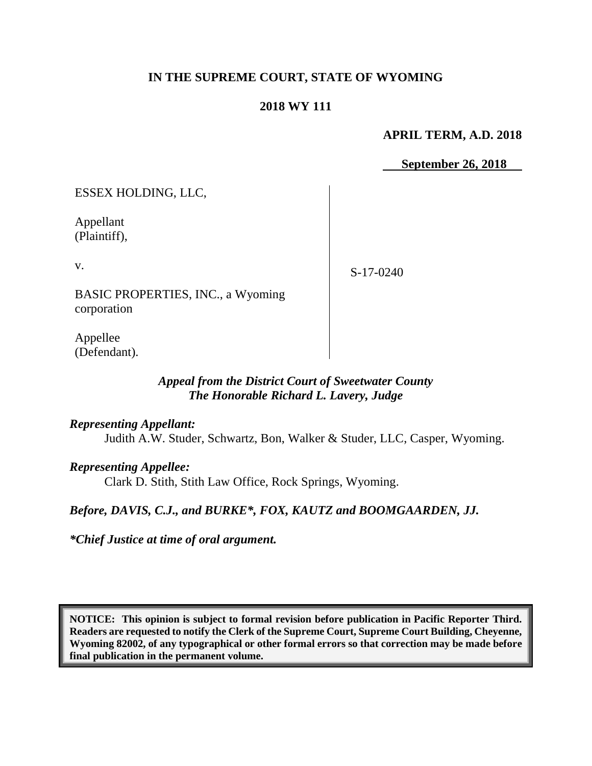**IN THE SUPREME COURT, STATE OF WYOMING**

**2018 WY 111**

**APRIL TERM, A.D. 2018**

**September 26, 2018**

| | |
|---|---|
| ESSEX HOLDING, LLC,<br><br>Appellant<br>(Plaintiff),<br><br>v.<br><br>BASIC PROPERTIES, INC., a Wyoming corporation<br><br>Appellee<br>(Defendant). | S-17-0240 |

*Appeal from the District Court of Sweetwater County*
*The Honorable Richard L. Lavery, Judge*

***Representing Appellant:***
Judith A.W. Studer, Schwartz, Bon, Walker & Studer, LLC, Casper, Wyoming.

***Representing Appellee:***
Clark D. Stith, Stith Law Office, Rock Springs, Wyoming.

***Before, DAVIS, C.J., and BURKE\*, FOX, KAUTZ and BOOMGAARDEN, JJ.***

***\*Chief Justice at time of oral argument.***

**NOTICE: This opinion is subject to formal revision before publication in Pacific Reporter Third. Readers are requested to notify the Clerk of the Supreme Court, Supreme Court Building, Cheyenne, Wyoming 82002, of any typographical or other formal errors so that correction may be made before final publication in the permanent volume.**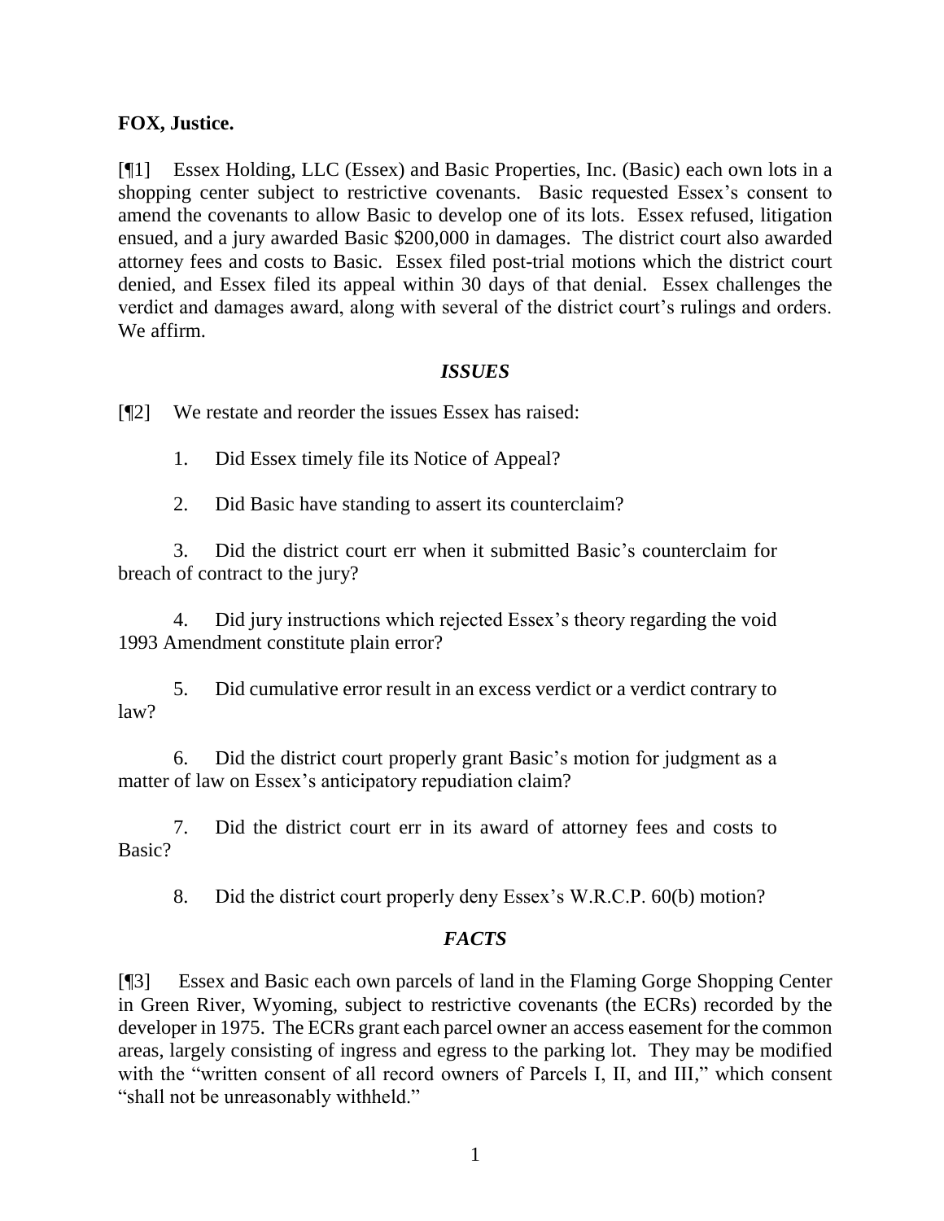**FOX, Justice.**

[¶1] Essex Holding, LLC (Essex) and Basic Properties, Inc. (Basic) each own lots in a shopping center subject to restrictive covenants. Basic requested Essex's consent to amend the covenants to allow Basic to develop one of its lots. Essex refused, litigation ensued, and a jury awarded Basic $200,000 in damages. The district court also awarded attorney fees and costs to Basic. Essex filed post-trial motions which the district court denied, and Essex filed its appeal within 30 days of that denial. Essex challenges the verdict and damages award, along with several of the district court's rulings and orders. We affirm.

### *ISSUES*

[¶2] We restate and reorder the issues Essex has raised:

1. Did Essex timely file its Notice of Appeal?

2. Did Basic have standing to assert its counterclaim?

3. Did the district court err when it submitted Basic's counterclaim for breach of contract to the jury?

4. Did jury instructions which rejected Essex's theory regarding the void 1993 Amendment constitute plain error?

5. Did cumulative error result in an excess verdict or a verdict contrary to law?

6. Did the district court properly grant Basic's motion for judgment as a matter of law on Essex's anticipatory repudiation claim?

7. Did the district court err in its award of attorney fees and costs to Basic?

8. Did the district court properly deny Essex's W.R.C.P. 60(b) motion?

### *FACTS*

[¶3] Essex and Basic each own parcels of land in the Flaming Gorge Shopping Center in Green River, Wyoming, subject to restrictive covenants (the ECRs) recorded by the developer in 1975. The ECRs grant each parcel owner an access easement for the common areas, largely consisting of ingress and egress to the parking lot. They may be modified with the "written consent of all record owners of Parcels I, II, and III," which consent "shall not be unreasonably withheld."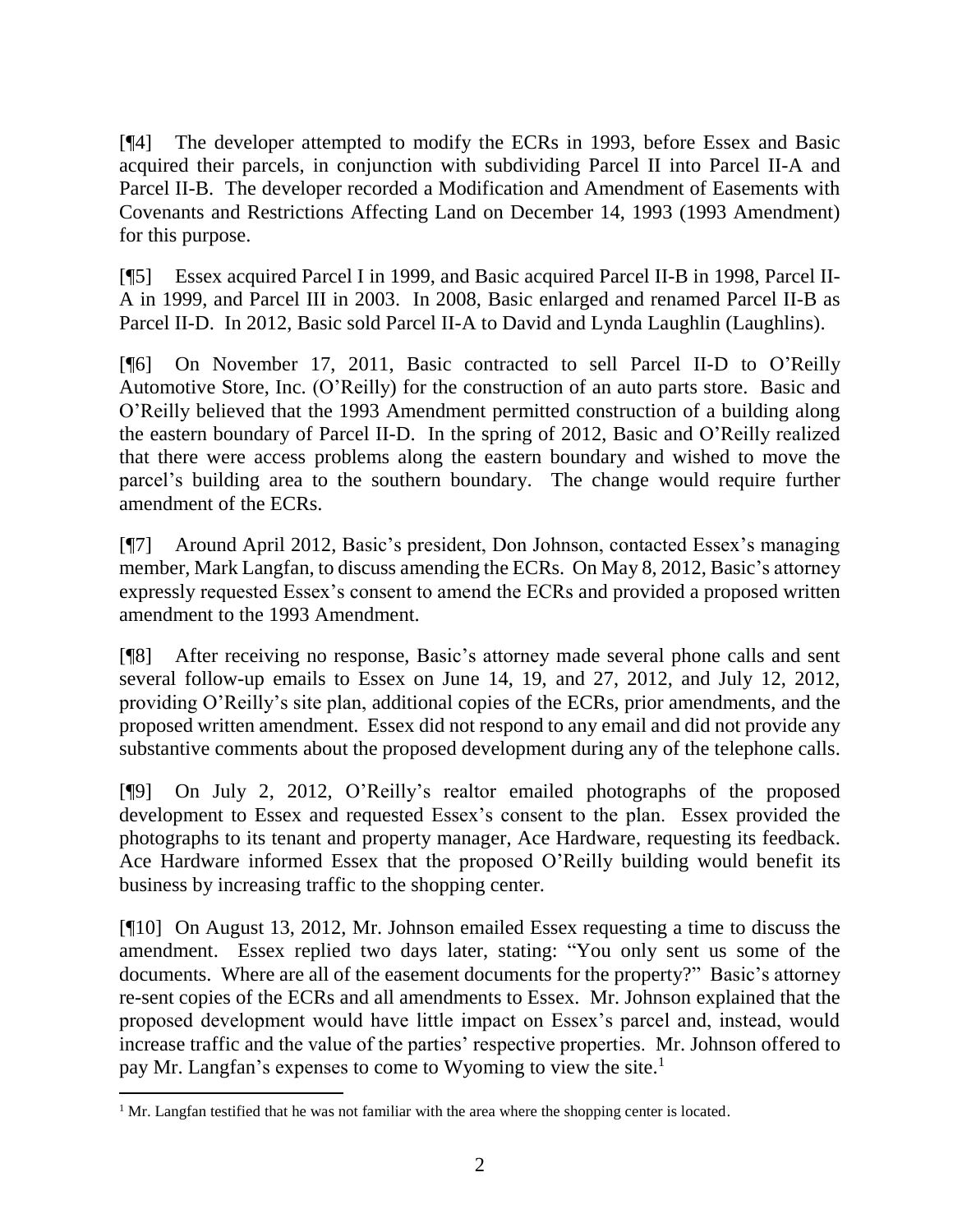[¶4] The developer attempted to modify the ECRs in 1993, before Essex and Basic acquired their parcels, in conjunction with subdividing Parcel II into Parcel II-A and Parcel II-B. The developer recorded a Modification and Amendment of Easements with Covenants and Restrictions Affecting Land on December 14, 1993 (1993 Amendment) for this purpose.

[¶5] Essex acquired Parcel I in 1999, and Basic acquired Parcel II-B in 1998, Parcel II-A in 1999, and Parcel III in 2003. In 2008, Basic enlarged and renamed Parcel II-B as Parcel II-D. In 2012, Basic sold Parcel II-A to David and Lynda Laughlin (Laughlins).

[¶6] On November 17, 2011, Basic contracted to sell Parcel II-D to O'Reilly Automotive Store, Inc. (O'Reilly) for the construction of an auto parts store. Basic and O'Reilly believed that the 1993 Amendment permitted construction of a building along the eastern boundary of Parcel II-D. In the spring of 2012, Basic and O'Reilly realized that there were access problems along the eastern boundary and wished to move the parcel's building area to the southern boundary. The change would require further amendment of the ECRs.

[¶7] Around April 2012, Basic's president, Don Johnson, contacted Essex's managing member, Mark Langfan, to discuss amending the ECRs. On May 8, 2012, Basic's attorney expressly requested Essex's consent to amend the ECRs and provided a proposed written amendment to the 1993 Amendment.

[¶8] After receiving no response, Basic's attorney made several phone calls and sent several follow-up emails to Essex on June 14, 19, and 27, 2012, and July 12, 2012, providing O'Reilly's site plan, additional copies of the ECRs, prior amendments, and the proposed written amendment. Essex did not respond to any email and did not provide any substantive comments about the proposed development during any of the telephone calls.

[¶9] On July 2, 2012, O'Reilly's realtor emailed photographs of the proposed development to Essex and requested Essex's consent to the plan. Essex provided the photographs to its tenant and property manager, Ace Hardware, requesting its feedback. Ace Hardware informed Essex that the proposed O'Reilly building would benefit its business by increasing traffic to the shopping center.

[¶10] On August 13, 2012, Mr. Johnson emailed Essex requesting a time to discuss the amendment. Essex replied two days later, stating: "You only sent us some of the documents. Where are all of the easement documents for the property?" Basic's attorney re-sent copies of the ECRs and all amendments to Essex. Mr. Johnson explained that the proposed development would have little impact on Essex's parcel and, instead, would increase traffic and the value of the parties' respective properties. Mr. Johnson offered to pay Mr. Langfan's expenses to come to Wyoming to view the site.[1]

[1] Mr. Langfan testified that he was not familiar with the area where the shopping center is located.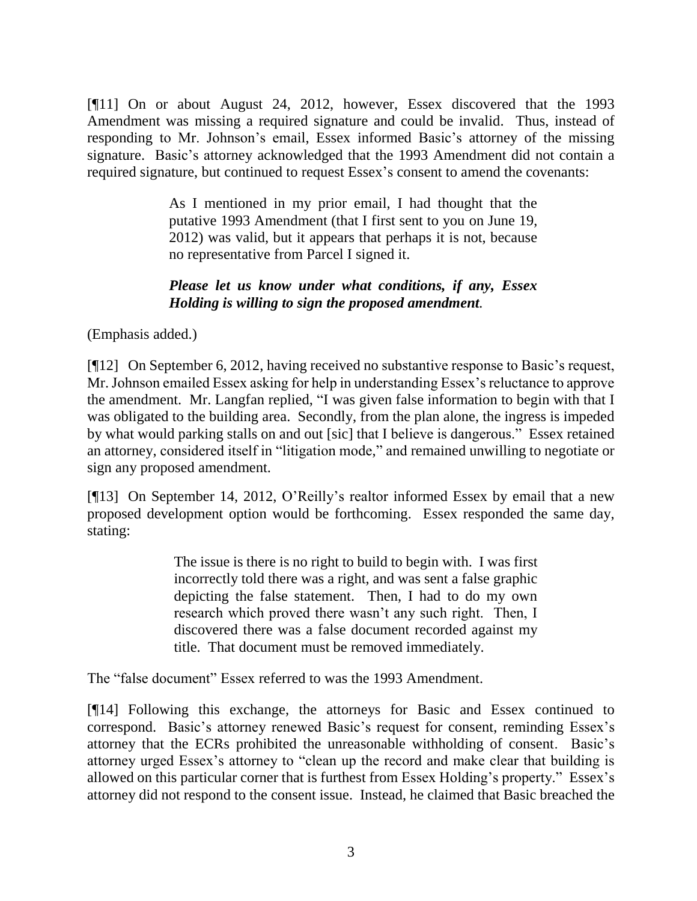[¶11] On or about August 24, 2012, however, Essex discovered that the 1993 Amendment was missing a required signature and could be invalid. Thus, instead of responding to Mr. Johnson's email, Essex informed Basic's attorney of the missing signature. Basic's attorney acknowledged that the 1993 Amendment did not contain a required signature, but continued to request Essex's consent to amend the covenants:

> As I mentioned in my prior email, I had thought that the putative 1993 Amendment (that I first sent to you on June 19, 2012) was valid, but it appears that perhaps it is not, because no representative from Parcel I signed it.
>
> ***Please let us know under what conditions, if any, Essex Holding is willing to sign the proposed amendment.***

(Emphasis added.)

[¶12] On September 6, 2012, having received no substantive response to Basic's request, Mr. Johnson emailed Essex asking for help in understanding Essex's reluctance to approve the amendment. Mr. Langfan replied, "I was given false information to begin with that I was obligated to the building area. Secondly, from the plan alone, the ingress is impeded by what would parking stalls on and out [sic] that I believe is dangerous." Essex retained an attorney, considered itself in "litigation mode," and remained unwilling to negotiate or sign any proposed amendment.

[¶13] On September 14, 2012, O'Reilly's realtor informed Essex by email that a new proposed development option would be forthcoming. Essex responded the same day, stating:

> The issue is there is no right to build to begin with. I was first incorrectly told there was a right, and was sent a false graphic depicting the false statement. Then, I had to do my own research which proved there wasn't any such right. Then, I discovered there was a false document recorded against my title. That document must be removed immediately.

The "false document" Essex referred to was the 1993 Amendment.

[¶14] Following this exchange, the attorneys for Basic and Essex continued to correspond. Basic's attorney renewed Basic's request for consent, reminding Essex's attorney that the ECRs prohibited the unreasonable withholding of consent. Basic's attorney urged Essex's attorney to "clean up the record and make clear that building is allowed on this particular corner that is furthest from Essex Holding's property." Essex's attorney did not respond to the consent issue. Instead, he claimed that Basic breached the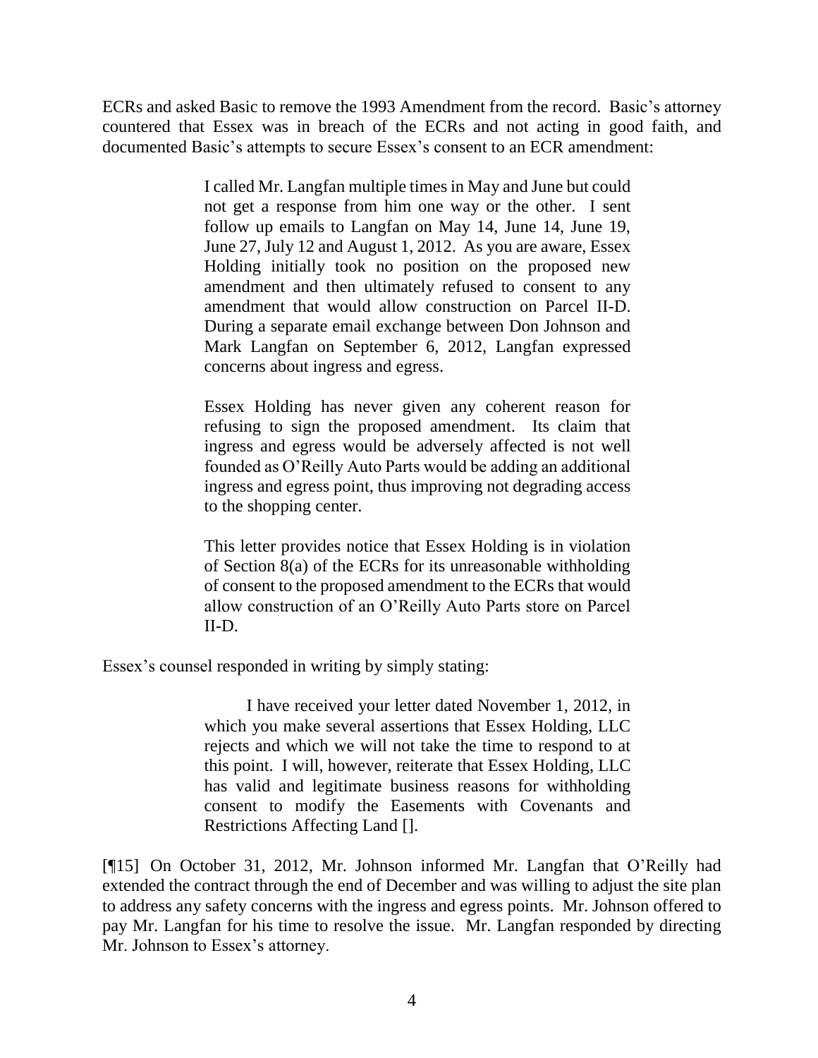ECRs and asked Basic to remove the 1993 Amendment from the record. Basic's attorney countered that Essex was in breach of the ECRs and not acting in good faith, and documented Basic's attempts to secure Essex's consent to an ECR amendment:

> I called Mr. Langfan multiple times in May and June but could not get a response from him one way or the other. I sent follow up emails to Langfan on May 14, June 14, June 19, June 27, July 12 and August 1, 2012. As you are aware, Essex Holding initially took no position on the proposed new amendment and then ultimately refused to consent to any amendment that would allow construction on Parcel II-D. During a separate email exchange between Don Johnson and Mark Langfan on September 6, 2012, Langfan expressed concerns about ingress and egress.
>
> Essex Holding has never given any coherent reason for refusing to sign the proposed amendment. Its claim that ingress and egress would be adversely affected is not well founded as O'Reilly Auto Parts would be adding an additional ingress and egress point, thus improving not degrading access to the shopping center.
>
> This letter provides notice that Essex Holding is in violation of Section 8(a) of the ECRs for its unreasonable withholding of consent to the proposed amendment to the ECRs that would allow construction of an O'Reilly Auto Parts store on Parcel II-D.

Essex's counsel responded in writing by simply stating:

> I have received your letter dated November 1, 2012, in which you make several assertions that Essex Holding, LLC rejects and which we will not take the time to respond to at this point. I will, however, reiterate that Essex Holding, LLC has valid and legitimate business reasons for withholding consent to modify the Easements with Covenants and Restrictions Affecting Land [].

[¶15] On October 31, 2012, Mr. Johnson informed Mr. Langfan that O'Reilly had extended the contract through the end of December and was willing to adjust the site plan to address any safety concerns with the ingress and egress points. Mr. Johnson offered to pay Mr. Langfan for his time to resolve the issue. Mr. Langfan responded by directing Mr. Johnson to Essex's attorney.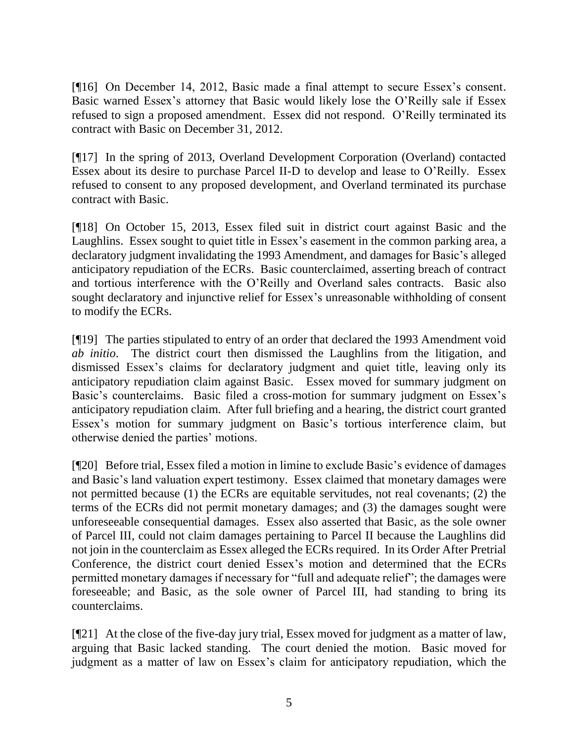[¶16] On December 14, 2012, Basic made a final attempt to secure Essex's consent. Basic warned Essex's attorney that Basic would likely lose the O'Reilly sale if Essex refused to sign a proposed amendment. Essex did not respond. O'Reilly terminated its contract with Basic on December 31, 2012.

[¶17] In the spring of 2013, Overland Development Corporation (Overland) contacted Essex about its desire to purchase Parcel II-D to develop and lease to O'Reilly. Essex refused to consent to any proposed development, and Overland terminated its purchase contract with Basic.

[¶18] On October 15, 2013, Essex filed suit in district court against Basic and the Laughlins. Essex sought to quiet title in Essex's easement in the common parking area, a declaratory judgment invalidating the 1993 Amendment, and damages for Basic's alleged anticipatory repudiation of the ECRs. Basic counterclaimed, asserting breach of contract and tortious interference with the O'Reilly and Overland sales contracts. Basic also sought declaratory and injunctive relief for Essex's unreasonable withholding of consent to modify the ECRs.

[¶19] The parties stipulated to entry of an order that declared the 1993 Amendment void *ab initio*. The district court then dismissed the Laughlins from the litigation, and dismissed Essex's claims for declaratory judgment and quiet title, leaving only its anticipatory repudiation claim against Basic. Essex moved for summary judgment on Basic's counterclaims. Basic filed a cross-motion for summary judgment on Essex's anticipatory repudiation claim. After full briefing and a hearing, the district court granted Essex's motion for summary judgment on Basic's tortious interference claim, but otherwise denied the parties' motions.

[¶20] Before trial, Essex filed a motion in limine to exclude Basic's evidence of damages and Basic's land valuation expert testimony. Essex claimed that monetary damages were not permitted because (1) the ECRs are equitable servitudes, not real covenants; (2) the terms of the ECRs did not permit monetary damages; and (3) the damages sought were unforeseeable consequential damages. Essex also asserted that Basic, as the sole owner of Parcel III, could not claim damages pertaining to Parcel II because the Laughlins did not join in the counterclaim as Essex alleged the ECRs required. In its Order After Pretrial Conference, the district court denied Essex's motion and determined that the ECRs permitted monetary damages if necessary for "full and adequate relief"; the damages were foreseeable; and Basic, as the sole owner of Parcel III, had standing to bring its counterclaims.

[¶21] At the close of the five-day jury trial, Essex moved for judgment as a matter of law, arguing that Basic lacked standing. The court denied the motion. Basic moved for judgment as a matter of law on Essex's claim for anticipatory repudiation, which the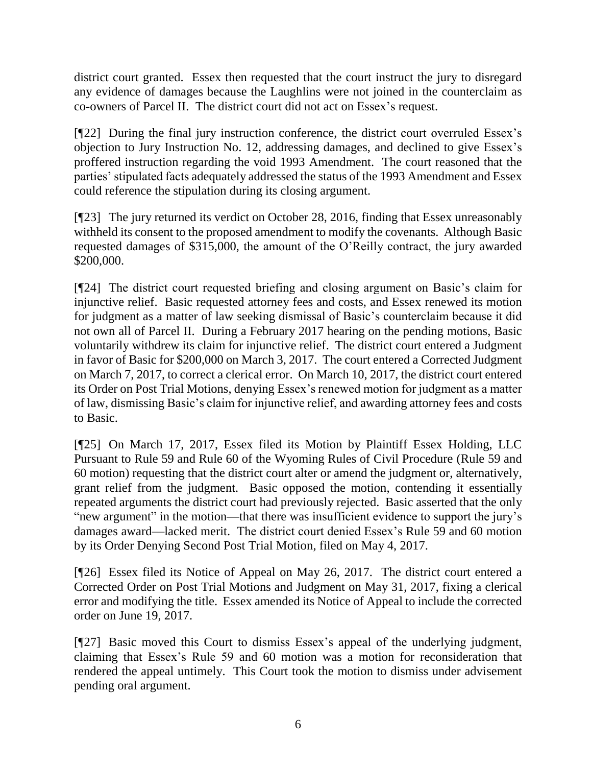district court granted. Essex then requested that the court instruct the jury to disregard any evidence of damages because the Laughlins were not joined in the counterclaim as co-owners of Parcel II. The district court did not act on Essex's request.

[¶22] During the final jury instruction conference, the district court overruled Essex's objection to Jury Instruction No. 12, addressing damages, and declined to give Essex's proffered instruction regarding the void 1993 Amendment. The court reasoned that the parties' stipulated facts adequately addressed the status of the 1993 Amendment and Essex could reference the stipulation during its closing argument.

[¶23] The jury returned its verdict on October 28, 2016, finding that Essex unreasonably withheld its consent to the proposed amendment to modify the covenants. Although Basic requested damages of $315,000, the amount of the O'Reilly contract, the jury awarded $200,000.

[¶24] The district court requested briefing and closing argument on Basic's claim for injunctive relief. Basic requested attorney fees and costs, and Essex renewed its motion for judgment as a matter of law seeking dismissal of Basic's counterclaim because it did not own all of Parcel II. During a February 2017 hearing on the pending motions, Basic voluntarily withdrew its claim for injunctive relief. The district court entered a Judgment in favor of Basic for $200,000 on March 3, 2017. The court entered a Corrected Judgment on March 7, 2017, to correct a clerical error. On March 10, 2017, the district court entered its Order on Post Trial Motions, denying Essex's renewed motion for judgment as a matter of law, dismissing Basic's claim for injunctive relief, and awarding attorney fees and costs to Basic.

[¶25] On March 17, 2017, Essex filed its Motion by Plaintiff Essex Holding, LLC Pursuant to Rule 59 and Rule 60 of the Wyoming Rules of Civil Procedure (Rule 59 and 60 motion) requesting that the district court alter or amend the judgment or, alternatively, grant relief from the judgment. Basic opposed the motion, contending it essentially repeated arguments the district court had previously rejected. Basic asserted that the only "new argument" in the motion—that there was insufficient evidence to support the jury's damages award—lacked merit. The district court denied Essex's Rule 59 and 60 motion by its Order Denying Second Post Trial Motion, filed on May 4, 2017.

[¶26] Essex filed its Notice of Appeal on May 26, 2017. The district court entered a Corrected Order on Post Trial Motions and Judgment on May 31, 2017, fixing a clerical error and modifying the title. Essex amended its Notice of Appeal to include the corrected order on June 19, 2017.

[¶27] Basic moved this Court to dismiss Essex's appeal of the underlying judgment, claiming that Essex's Rule 59 and 60 motion was a motion for reconsideration that rendered the appeal untimely. This Court took the motion to dismiss under advisement pending oral argument.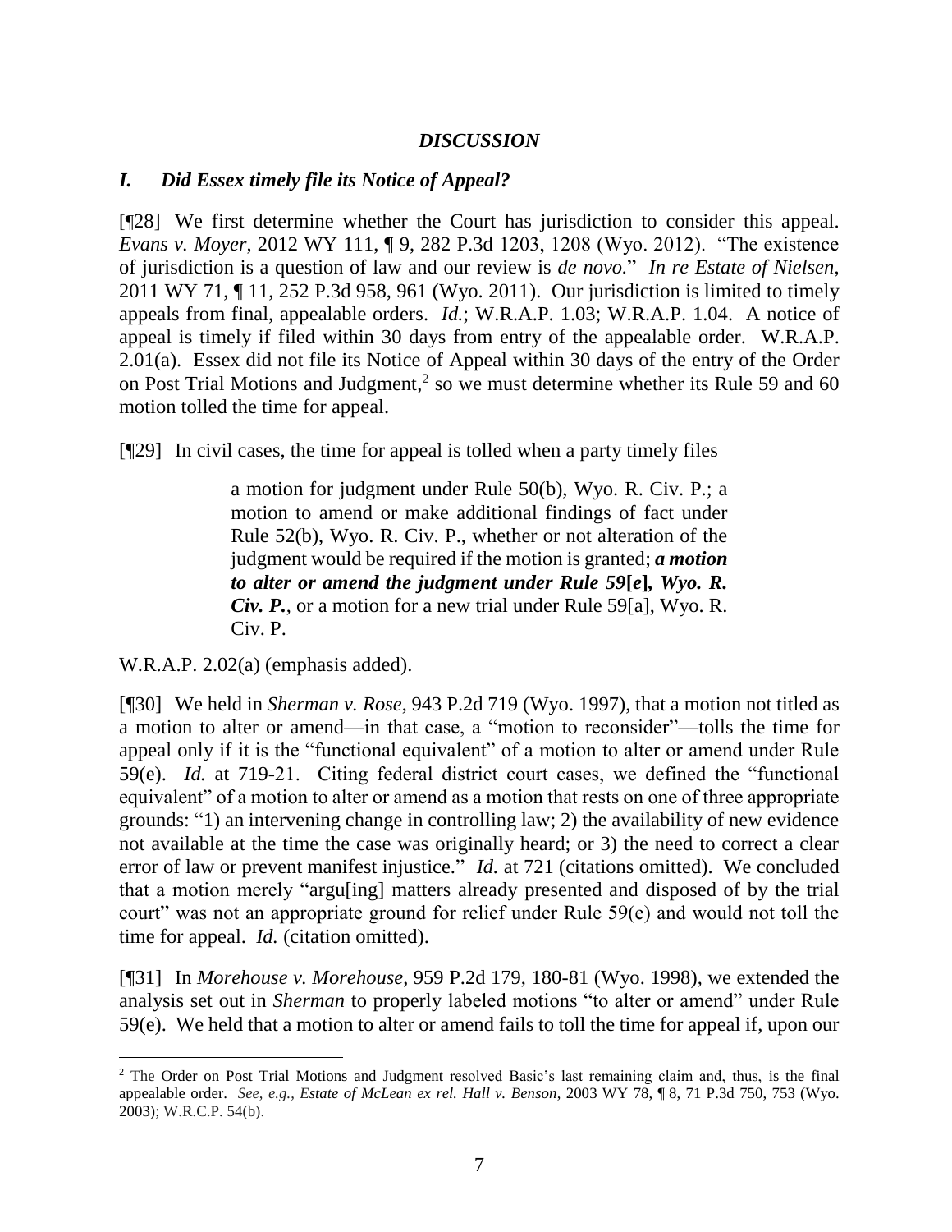## *DISCUSSION*

### *I. Did Essex timely file its Notice of Appeal?*

[¶28] We first determine whether the Court has jurisdiction to consider this appeal. *Evans v. Moyer*, 2012 WY 111, ¶ 9, 282 P.3d 1203, 1208 (Wyo. 2012). "The existence of jurisdiction is a question of law and our review is *de novo.*" *In re Estate of Nielsen*, 2011 WY 71, ¶ 11, 252 P.3d 958, 961 (Wyo. 2011). Our jurisdiction is limited to timely appeals from final, appealable orders. *Id.*; W.R.A.P. 1.03; W.R.A.P. 1.04. A notice of appeal is timely if filed within 30 days from entry of the appealable order. W.R.A.P. 2.01(a). Essex did not file its Notice of Appeal within 30 days of the entry of the Order on Post Trial Motions and Judgment,[2] so we must determine whether its Rule 59 and 60 motion tolled the time for appeal.

[¶29] In civil cases, the time for appeal is tolled when a party timely files

> a motion for judgment under Rule 50(b), Wyo. R. Civ. P.; a motion to amend or make additional findings of fact under Rule 52(b), Wyo. R. Civ. P., whether or not alteration of the judgment would be required if the motion is granted; ***a motion to alter or amend the judgment under Rule 59[e], Wyo. R. Civ. P.***, or a motion for a new trial under Rule 59[a], Wyo. R. Civ. P.

W.R.A.P. 2.02(a) (emphasis added).

[¶30] We held in *Sherman v. Rose*, 943 P.2d 719 (Wyo. 1997), that a motion not titled as a motion to alter or amend—in that case, a "motion to reconsider"—tolls the time for appeal only if it is the "functional equivalent" of a motion to alter or amend under Rule 59(e). *Id.* at 719-21. Citing federal district court cases, we defined the "functional equivalent" of a motion to alter or amend as a motion that rests on one of three appropriate grounds: "1) an intervening change in controlling law; 2) the availability of new evidence not available at the time the case was originally heard; or 3) the need to correct a clear error of law or prevent manifest injustice." *Id.* at 721 (citations omitted). We concluded that a motion merely "argu[ing] matters already presented and disposed of by the trial court" was not an appropriate ground for relief under Rule 59(e) and would not toll the time for appeal. *Id.* (citation omitted).

[¶31] In *Morehouse v. Morehouse*, 959 P.2d 179, 180-81 (Wyo. 1998), we extended the analysis set out in *Sherman* to properly labeled motions "to alter or amend" under Rule 59(e). We held that a motion to alter or amend fails to toll the time for appeal if, upon our

---

[2] The Order on Post Trial Motions and Judgment resolved Basic's last remaining claim and, thus, is the final appealable order. *See, e.g.*, *Estate of McLean ex rel. Hall v. Benson*, 2003 WY 78, ¶ 8, 71 P.3d 750, 753 (Wyo. 2003); W.R.C.P. 54(b).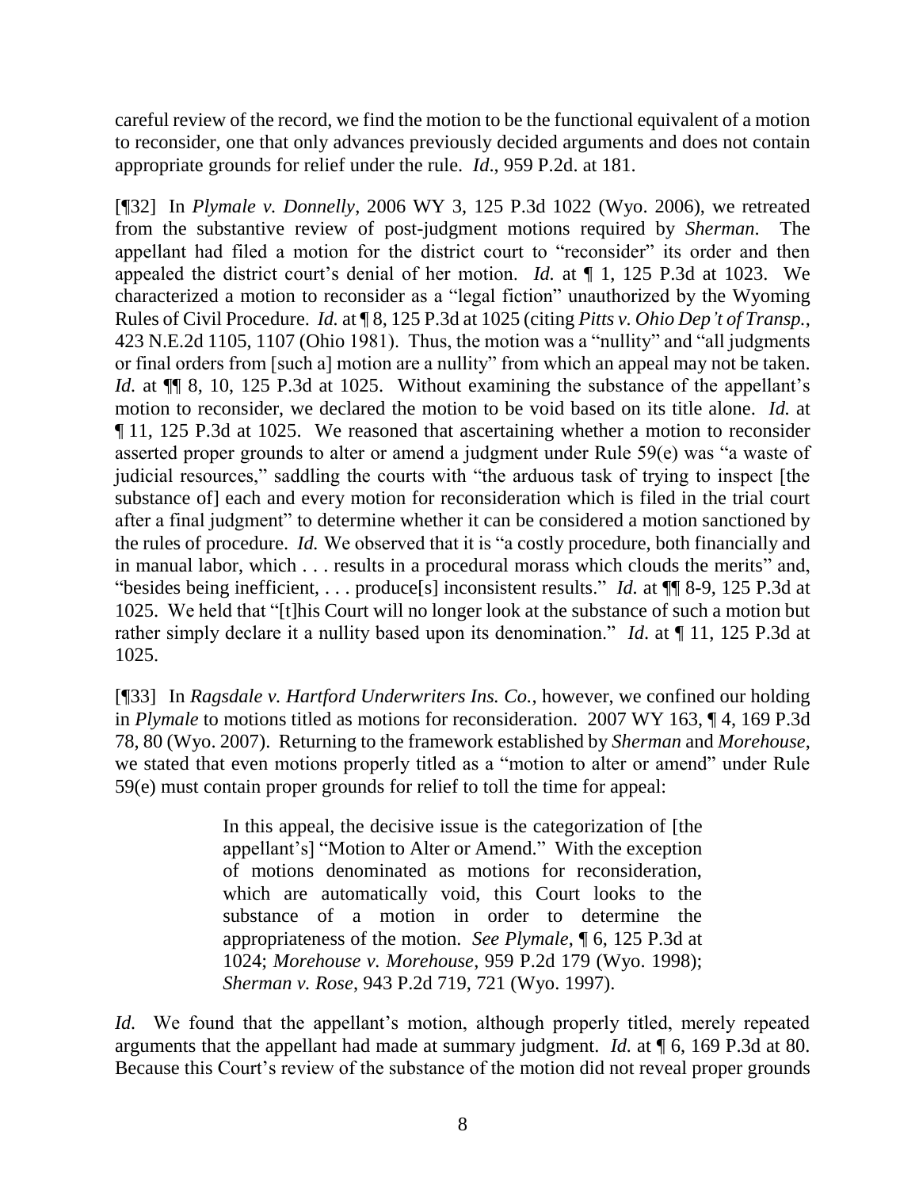careful review of the record, we find the motion to be the functional equivalent of a motion to reconsider, one that only advances previously decided arguments and does not contain appropriate grounds for relief under the rule. *Id*., 959 P.2d. at 181.

[¶32] In *Plymale v. Donnelly*, 2006 WY 3, 125 P.3d 1022 (Wyo. 2006), we retreated from the substantive review of post-judgment motions required by *Sherman*. The appellant had filed a motion for the district court to "reconsider" its order and then appealed the district court's denial of her motion. *Id.* at ¶ 1, 125 P.3d at 1023. We characterized a motion to reconsider as a "legal fiction" unauthorized by the Wyoming Rules of Civil Procedure. *Id.* at ¶ 8, 125 P.3d at 1025 (citing *Pitts v. Ohio Dep't of Transp.*, 423 N.E.2d 1105, 1107 (Ohio 1981). Thus, the motion was a "nullity" and "all judgments or final orders from [such a] motion are a nullity" from which an appeal may not be taken. *Id.* at ¶¶ 8, 10, 125 P.3d at 1025. Without examining the substance of the appellant's motion to reconsider, we declared the motion to be void based on its title alone. *Id.* at ¶ 11, 125 P.3d at 1025. We reasoned that ascertaining whether a motion to reconsider asserted proper grounds to alter or amend a judgment under Rule 59(e) was "a waste of judicial resources," saddling the courts with "the arduous task of trying to inspect [the substance of] each and every motion for reconsideration which is filed in the trial court after a final judgment" to determine whether it can be considered a motion sanctioned by the rules of procedure. *Id.* We observed that it is "a costly procedure, both financially and in manual labor, which . . . results in a procedural morass which clouds the merits" and, "besides being inefficient, . . . produce[s] inconsistent results." *Id.* at ¶¶ 8-9, 125 P.3d at 1025. We held that "[t]his Court will no longer look at the substance of such a motion but rather simply declare it a nullity based upon its denomination." *Id.* at ¶ 11, 125 P.3d at 1025.

[¶33] In *Ragsdale v. Hartford Underwriters Ins. Co.*, however, we confined our holding in *Plymale* to motions titled as motions for reconsideration. 2007 WY 163, ¶ 4, 169 P.3d 78, 80 (Wyo. 2007). Returning to the framework established by *Sherman* and *Morehouse*, we stated that even motions properly titled as a "motion to alter or amend" under Rule 59(e) must contain proper grounds for relief to toll the time for appeal:

> In this appeal, the decisive issue is the categorization of [the appellant's] "Motion to Alter or Amend." With the exception of motions denominated as motions for reconsideration, which are automatically void, this Court looks to the substance of a motion in order to determine the appropriateness of the motion. *See Plymale*, ¶ 6, 125 P.3d at 1024; *Morehouse v. Morehouse*, 959 P.2d 179 (Wyo. 1998); *Sherman v. Rose*, 943 P.2d 719, 721 (Wyo. 1997).

*Id.* We found that the appellant's motion, although properly titled, merely repeated arguments that the appellant had made at summary judgment. *Id.* at ¶ 6, 169 P.3d at 80. Because this Court's review of the substance of the motion did not reveal proper grounds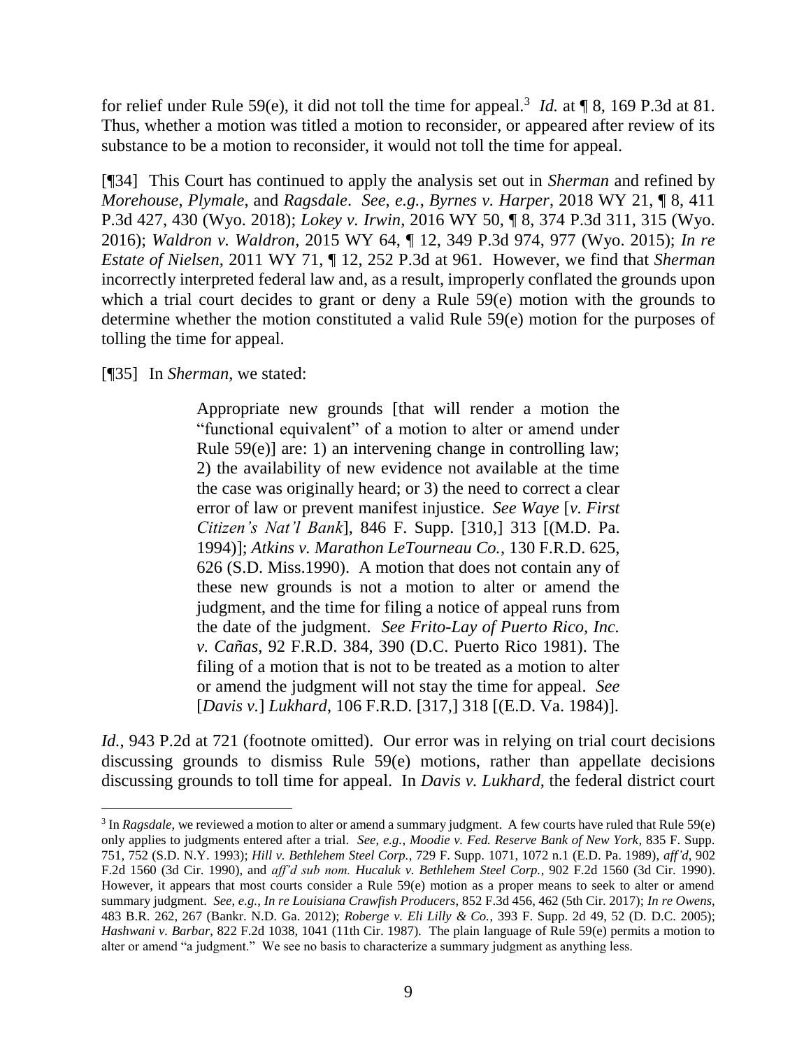for relief under Rule 59(e), it did not toll the time for appeal.[3] *Id.* at ¶ 8, 169 P.3d at 81. Thus, whether a motion was titled a motion to reconsider, or appeared after review of its substance to be a motion to reconsider, it would not toll the time for appeal.

[¶34] This Court has continued to apply the analysis set out in *Sherman* and refined by *Morehouse*, *Plymale*, and *Ragsdale*. *See, e.g.*, *Byrnes v. Harper*, 2018 WY 21, ¶ 8, 411 P.3d 427, 430 (Wyo. 2018); *Lokey v. Irwin*, 2016 WY 50, ¶ 8, 374 P.3d 311, 315 (Wyo. 2016); *Waldron v. Waldron*, 2015 WY 64, ¶ 12, 349 P.3d 974, 977 (Wyo. 2015); *In re Estate of Nielsen*, 2011 WY 71, ¶ 12, 252 P.3d at 961. However, we find that *Sherman* incorrectly interpreted federal law and, as a result, improperly conflated the grounds upon which a trial court decides to grant or deny a Rule 59(e) motion with the grounds to determine whether the motion constituted a valid Rule 59(e) motion for the purposes of tolling the time for appeal.

[¶35] In *Sherman*, we stated:

> Appropriate new grounds [that will render a motion the "functional equivalent" of a motion to alter or amend under Rule 59(e)] are: 1) an intervening change in controlling law; 2) the availability of new evidence not available at the time the case was originally heard; or 3) the need to correct a clear error of law or prevent manifest injustice. *See Waye* [*v. First Citizen's Nat'l Bank*], 846 F. Supp. [310,] 313 [(M.D. Pa. 1994)]; *Atkins v. Marathon LeTourneau Co.*, 130 F.R.D. 625, 626 (S.D. Miss.1990). A motion that does not contain any of these new grounds is not a motion to alter or amend the judgment, and the time for filing a notice of appeal runs from the date of the judgment. *See Frito-Lay of Puerto Rico, Inc. v. Cañas*, 92 F.R.D. 384, 390 (D.C. Puerto Rico 1981). The filing of a motion that is not to be treated as a motion to alter or amend the judgment will not stay the time for appeal. *See* [*Davis v.*] *Lukhard*, 106 F.R.D. [317,] 318 [(E.D. Va. 1984)].

*Id.*, 943 P.2d at 721 (footnote omitted). Our error was in relying on trial court decisions discussing grounds to dismiss Rule 59(e) motions, rather than appellate decisions discussing grounds to toll time for appeal. In *Davis v. Lukhard*, the federal district court

---

[3] In *Ragsdale*, we reviewed a motion to alter or amend a summary judgment. A few courts have ruled that Rule 59(e) only applies to judgments entered after a trial. *See, e.g.*, *Moodie v. Fed. Reserve Bank of New York*, 835 F. Supp. 751, 752 (S.D. N.Y. 1993); *Hill v. Bethlehem Steel Corp.*, 729 F. Supp. 1071, 1072 n.1 (E.D. Pa. 1989), *aff'd*, 902 F.2d 1560 (3d Cir. 1990), and *aff'd sub nom. Hucaluk v. Bethlehem Steel Corp.*, 902 F.2d 1560 (3d Cir. 1990). However, it appears that most courts consider a Rule 59(e) motion as a proper means to seek to alter or amend summary judgment. *See, e.g.*, *In re Louisiana Crawfish Producers*, 852 F.3d 456, 462 (5th Cir. 2017); *In re Owens*, 483 B.R. 262, 267 (Bankr. N.D. Ga. 2012); *Roberge v. Eli Lilly & Co.*, 393 F. Supp. 2d 49, 52 (D. D.C. 2005); *Hashwani v. Barbar*, 822 F.2d 1038, 1041 (11th Cir. 1987). The plain language of Rule 59(e) permits a motion to alter or amend "a judgment." We see no basis to characterize a summary judgment as anything less.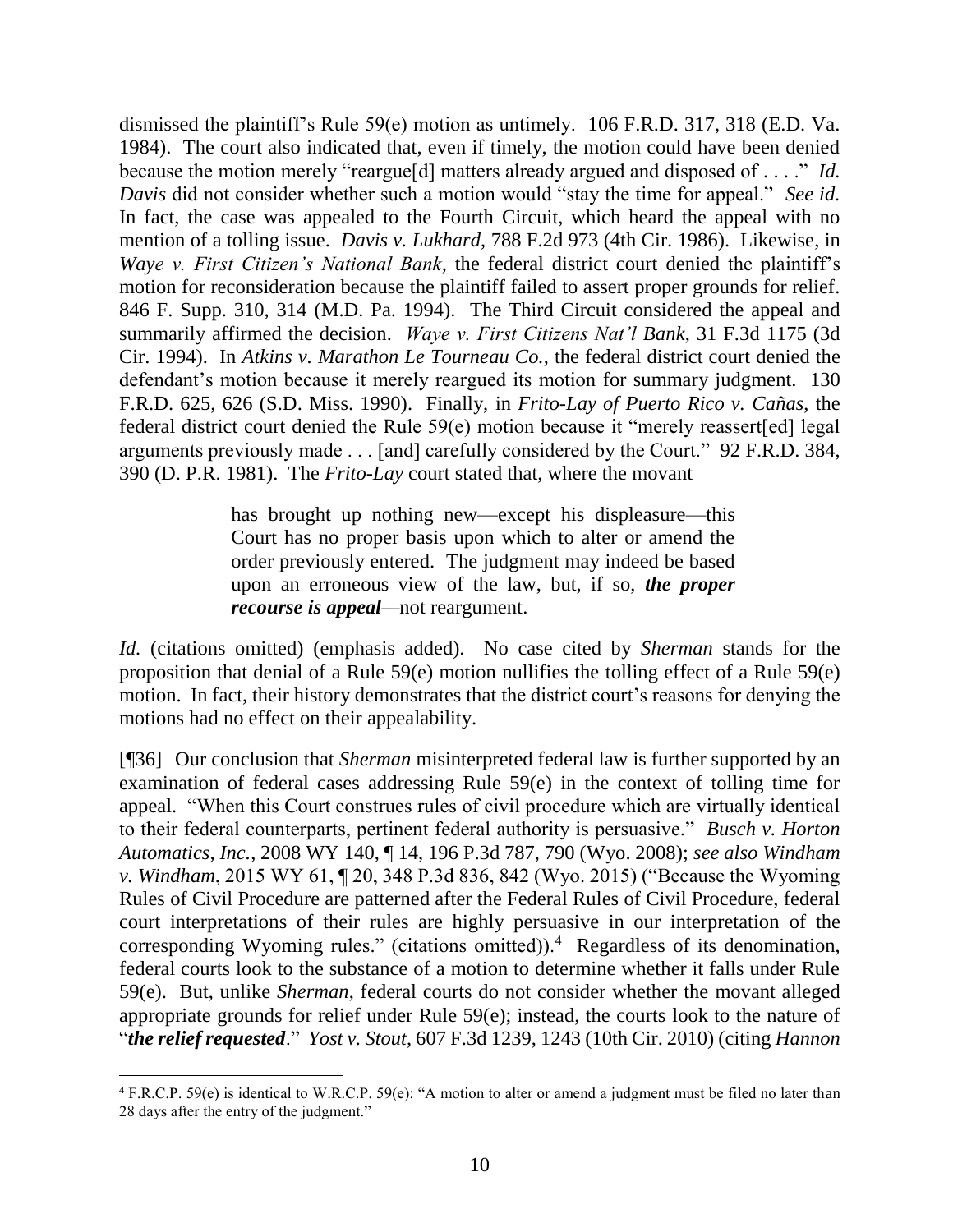dismissed the plaintiff's Rule 59(e) motion as untimely. 106 F.R.D. 317, 318 (E.D. Va. 1984). The court also indicated that, even if timely, the motion could have been denied because the motion merely "reargue[d] matters already argued and disposed of . . . ." *Id. Davis* did not consider whether such a motion would "stay the time for appeal." *See id.* In fact, the case was appealed to the Fourth Circuit, which heard the appeal with no mention of a tolling issue. *Davis v. Lukhard*, 788 F.2d 973 (4th Cir. 1986). Likewise, in *Waye v. First Citizen's National Bank*, the federal district court denied the plaintiff's motion for reconsideration because the plaintiff failed to assert proper grounds for relief. 846 F. Supp. 310, 314 (M.D. Pa. 1994). The Third Circuit considered the appeal and summarily affirmed the decision. *Waye v. First Citizens Nat'l Bank*, 31 F.3d 1175 (3d Cir. 1994). In *Atkins v. Marathon Le Tourneau Co.*, the federal district court denied the defendant's motion because it merely reargued its motion for summary judgment. 130 F.R.D. 625, 626 (S.D. Miss. 1990). Finally, in *Frito-Lay of Puerto Rico v. Cañas*, the federal district court denied the Rule 59(e) motion because it "merely reassert[ed] legal arguments previously made . . . [and] carefully considered by the Court." 92 F.R.D. 384, 390 (D. P.R. 1981). The *Frito-Lay* court stated that, where the movant

> has brought up nothing new—except his displeasure—this Court has no proper basis upon which to alter or amend the order previously entered. The judgment may indeed be based upon an erroneous view of the law, but, if so, ***the proper recourse is appeal***—not reargument.

*Id.* (citations omitted) (emphasis added). No case cited by *Sherman* stands for the proposition that denial of a Rule 59(e) motion nullifies the tolling effect of a Rule 59(e) motion. In fact, their history demonstrates that the district court's reasons for denying the motions had no effect on their appealability.

[¶36] Our conclusion that *Sherman* misinterpreted federal law is further supported by an examination of federal cases addressing Rule 59(e) in the context of tolling time for appeal. "When this Court construes rules of civil procedure which are virtually identical to their federal counterparts, pertinent federal authority is persuasive." *Busch v. Horton Automatics, Inc.*, 2008 WY 140, ¶ 14, 196 P.3d 787, 790 (Wyo. 2008); *see also Windham v. Windham*, 2015 WY 61, ¶ 20, 348 P.3d 836, 842 (Wyo. 2015) ("Because the Wyoming Rules of Civil Procedure are patterned after the Federal Rules of Civil Procedure, federal court interpretations of their rules are highly persuasive in our interpretation of the corresponding Wyoming rules." (citations omitted)).[4] Regardless of its denomination, federal courts look to the substance of a motion to determine whether it falls under Rule 59(e). But, unlike *Sherman*, federal courts do not consider whether the movant alleged appropriate grounds for relief under Rule 59(e); instead, the courts look to the nature of "***the relief requested***." *Yost v. Stout*, 607 F.3d 1239, 1243 (10th Cir. 2010) (citing *Hannon*

[4] F.R.C.P. 59(e) is identical to W.R.C.P. 59(e): "A motion to alter or amend a judgment must be filed no later than 28 days after the entry of the judgment."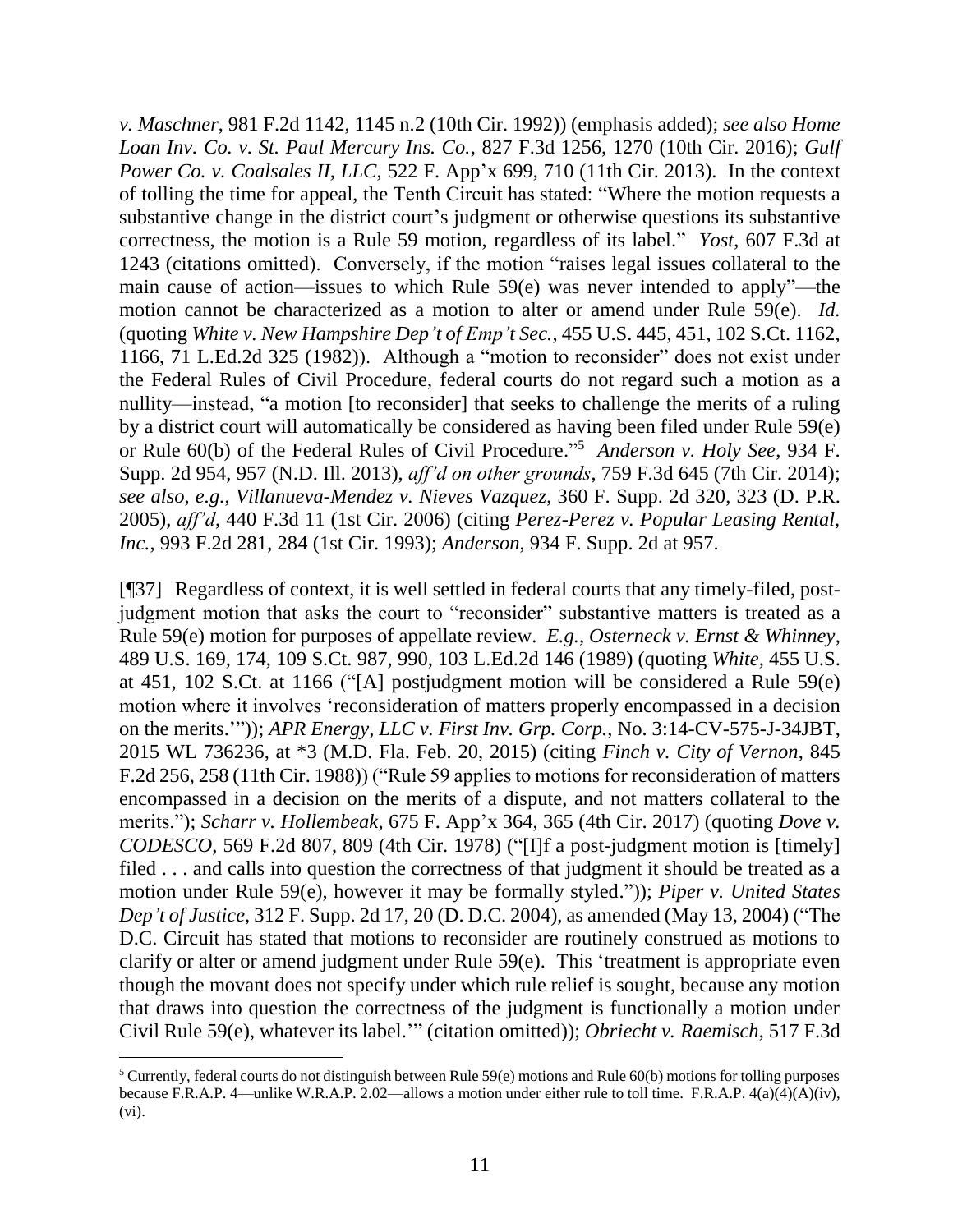*v. Maschner*, 981 F.2d 1142, 1145 n.2 (10th Cir. 1992)) (emphasis added); *see also Home Loan Inv. Co. v. St. Paul Mercury Ins. Co.*, 827 F.3d 1256, 1270 (10th Cir. 2016); *Gulf Power Co. v. Coalsales II, LLC*, 522 F. App'x 699, 710 (11th Cir. 2013). In the context of tolling the time for appeal, the Tenth Circuit has stated: "Where the motion requests a substantive change in the district court's judgment or otherwise questions its substantive correctness, the motion is a Rule 59 motion, regardless of its label." *Yost*, 607 F.3d at 1243 (citations omitted). Conversely, if the motion "raises legal issues collateral to the main cause of action—issues to which Rule 59(e) was never intended to apply"—the motion cannot be characterized as a motion to alter or amend under Rule 59(e). *Id.* (quoting *White v. New Hampshire Dep't of Emp't Sec.*, 455 U.S. 445, 451, 102 S.Ct. 1162, 1166, 71 L.Ed.2d 325 (1982)). Although a "motion to reconsider" does not exist under the Federal Rules of Civil Procedure, federal courts do not regard such a motion as a nullity—instead, "a motion [to reconsider] that seeks to challenge the merits of a ruling by a district court will automatically be considered as having been filed under Rule 59(e) or Rule 60(b) of the Federal Rules of Civil Procedure."[5] *Anderson v. Holy See*, 934 F. Supp. 2d 954, 957 (N.D. Ill. 2013), *aff'd on other grounds*, 759 F.3d 645 (7th Cir. 2014); *see also*, *e.g.*, *Villanueva-Mendez v. Nieves Vazquez*, 360 F. Supp. 2d 320, 323 (D. P.R. 2005), *aff'd*, 440 F.3d 11 (1st Cir. 2006) (citing *Perez-Perez v. Popular Leasing Rental, Inc.*, 993 F.2d 281, 284 (1st Cir. 1993); *Anderson*, 934 F. Supp. 2d at 957.

[¶37] Regardless of context, it is well settled in federal courts that any timely-filed, post-judgment motion that asks the court to "reconsider" substantive matters is treated as a Rule 59(e) motion for purposes of appellate review. *E.g.*, *Osterneck v. Ernst & Whinney*, 489 U.S. 169, 174, 109 S.Ct. 987, 990, 103 L.Ed.2d 146 (1989) (quoting *White*, 455 U.S. at 451, 102 S.Ct. at 1166 ("[A] postjudgment motion will be considered a Rule 59(e) motion where it involves 'reconsideration of matters properly encompassed in a decision on the merits.'")); *APR Energy, LLC v. First Inv. Grp. Corp.*, No. 3:14-CV-575-J-34JBT, 2015 WL 736236, at *3 (M.D. Fla. Feb. 20, 2015) (citing *Finch v. City of Vernon*, 845 F.2d 256, 258 (11th Cir. 1988)) ("Rule 59 applies to motions for reconsideration of matters encompassed in a decision on the merits of a dispute, and not matters collateral to the merits."); *Scharr v. Hollembeak*, 675 F. App'x 364, 365 (4th Cir. 2017) (quoting *Dove v. CODESCO*, 569 F.2d 807, 809 (4th Cir. 1978) ("[I]f a post-judgment motion is [timely] filed . . . and calls into question the correctness of that judgment it should be treated as a motion under Rule 59(e), however it may be formally styled.")); *Piper v. United States Dep't of Justice*, 312 F. Supp. 2d 17, 20 (D. D.C. 2004), as amended (May 13, 2004) ("The D.C. Circuit has stated that motions to reconsider are routinely construed as motions to clarify or alter or amend judgment under Rule 59(e). This 'treatment is appropriate even though the movant does not specify under which rule relief is sought, because any motion that draws into question the correctness of the judgment is functionally a motion under Civil Rule 59(e), whatever its label.'" (citation omitted)); *Obriecht v. Raemisch*, 517 F.3d

---

[5] Currently, federal courts do not distinguish between Rule 59(e) motions and Rule 60(b) motions for tolling purposes because F.R.A.P. 4—unlike W.R.A.P. 2.02—allows a motion under either rule to toll time. F.R.A.P. 4(a)(4)(A)(iv), (vi).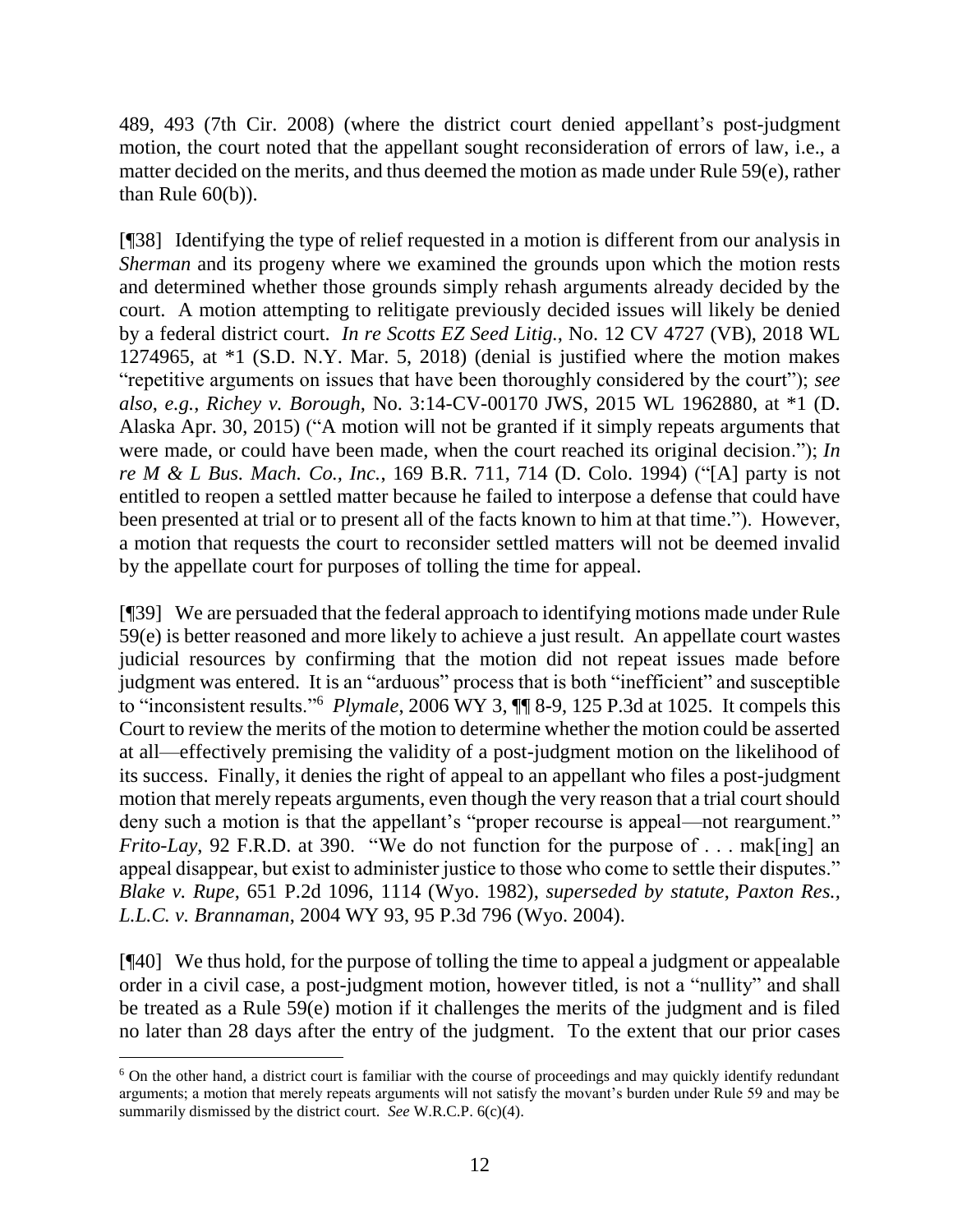489, 493 (7th Cir. 2008) (where the district court denied appellant's post-judgment motion, the court noted that the appellant sought reconsideration of errors of law, i.e., a matter decided on the merits, and thus deemed the motion as made under Rule 59(e), rather than Rule 60(b)).

[¶38] Identifying the type of relief requested in a motion is different from our analysis in *Sherman* and its progeny where we examined the grounds upon which the motion rests and determined whether those grounds simply rehash arguments already decided by the court. A motion attempting to relitigate previously decided issues will likely be denied by a federal district court. *In re Scotts EZ Seed Litig.*, No. 12 CV 4727 (VB), 2018 WL 1274965, at *1 (S.D. N.Y. Mar. 5, 2018) (denial is justified where the motion makes "repetitive arguments on issues that have been thoroughly considered by the court"); *see also*, *e.g.*, *Richey v. Borough*, No. 3:14-CV-00170 JWS, 2015 WL 1962880, at *1 (D. Alaska Apr. 30, 2015) ("A motion will not be granted if it simply repeats arguments that were made, or could have been made, when the court reached its original decision."); *In re M & L Bus. Mach. Co., Inc.*, 169 B.R. 711, 714 (D. Colo. 1994) ("[A] party is not entitled to reopen a settled matter because he failed to interpose a defense that could have been presented at trial or to present all of the facts known to him at that time."). However, a motion that requests the court to reconsider settled matters will not be deemed invalid by the appellate court for purposes of tolling the time for appeal.

[¶39] We are persuaded that the federal approach to identifying motions made under Rule 59(e) is better reasoned and more likely to achieve a just result. An appellate court wastes judicial resources by confirming that the motion did not repeat issues made before judgment was entered. It is an "arduous" process that is both "inefficient" and susceptible to "inconsistent results."[6] *Plymale*, 2006 WY 3, ¶¶ 8-9, 125 P.3d at 1025. It compels this Court to review the merits of the motion to determine whether the motion could be asserted at all—effectively premising the validity of a post-judgment motion on the likelihood of its success. Finally, it denies the right of appeal to an appellant who files a post-judgment motion that merely repeats arguments, even though the very reason that a trial court should deny such a motion is that the appellant's "proper recourse is appeal—not reargument." *Frito-Lay*, 92 F.R.D. at 390. "We do not function for the purpose of . . . mak[ing] an appeal disappear, but exist to administer justice to those who come to settle their disputes." *Blake v. Rupe*, 651 P.2d 1096, 1114 (Wyo. 1982), *superseded by statute*, *Paxton Res., L.L.C. v. Brannaman*, 2004 WY 93, 95 P.3d 796 (Wyo. 2004).

[¶40] We thus hold, for the purpose of tolling the time to appeal a judgment or appealable order in a civil case, a post-judgment motion, however titled, is not a "nullity" and shall be treated as a Rule 59(e) motion if it challenges the merits of the judgment and is filed no later than 28 days after the entry of the judgment. To the extent that our prior cases

---

[6] On the other hand, a district court is familiar with the course of proceedings and may quickly identify redundant arguments; a motion that merely repeats arguments will not satisfy the movant's burden under Rule 59 and may be summarily dismissed by the district court. *See* W.R.C.P. 6(c)(4).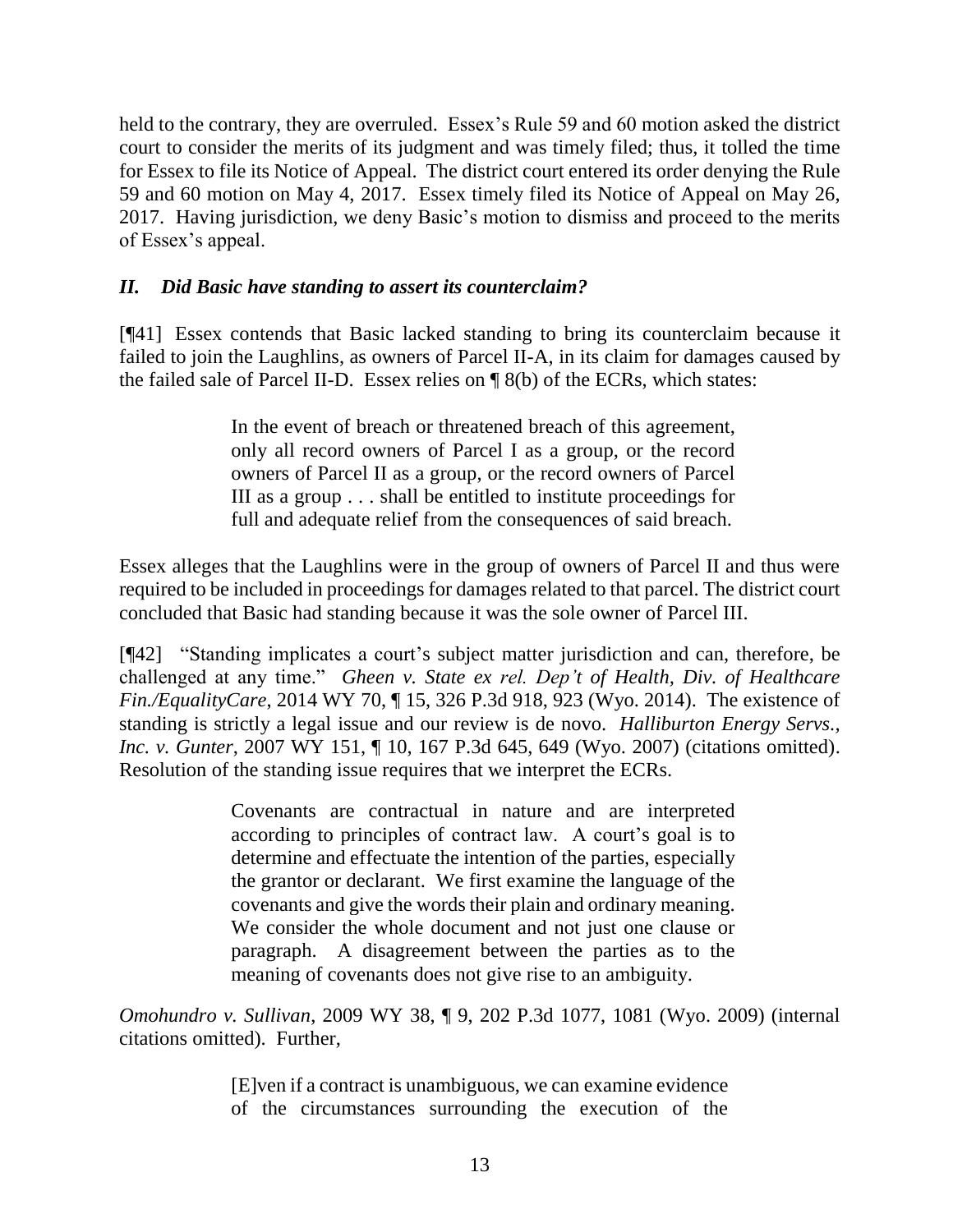held to the contrary, they are overruled. Essex's Rule 59 and 60 motion asked the district court to consider the merits of its judgment and was timely filed; thus, it tolled the time for Essex to file its Notice of Appeal. The district court entered its order denying the Rule 59 and 60 motion on May 4, 2017. Essex timely filed its Notice of Appeal on May 26, 2017. Having jurisdiction, we deny Basic's motion to dismiss and proceed to the merits of Essex's appeal.

### *II. Did Basic have standing to assert its counterclaim?*

[¶41] Essex contends that Basic lacked standing to bring its counterclaim because it failed to join the Laughlins, as owners of Parcel II-A, in its claim for damages caused by the failed sale of Parcel II-D. Essex relies on ¶ 8(b) of the ECRs, which states:

> In the event of breach or threatened breach of this agreement, only all record owners of Parcel I as a group, or the record owners of Parcel II as a group, or the record owners of Parcel III as a group . . . shall be entitled to institute proceedings for full and adequate relief from the consequences of said breach.

Essex alleges that the Laughlins were in the group of owners of Parcel II and thus were required to be included in proceedings for damages related to that parcel. The district court concluded that Basic had standing because it was the sole owner of Parcel III.

[¶42] "Standing implicates a court's subject matter jurisdiction and can, therefore, be challenged at any time." *Gheen v. State ex rel. Dep't of Health, Div. of Healthcare Fin./EqualityCare*, 2014 WY 70, ¶ 15, 326 P.3d 918, 923 (Wyo. 2014). The existence of standing is strictly a legal issue and our review is de novo. *Halliburton Energy Servs., Inc. v. Gunter*, 2007 WY 151, ¶ 10, 167 P.3d 645, 649 (Wyo. 2007) (citations omitted). Resolution of the standing issue requires that we interpret the ECRs.

> Covenants are contractual in nature and are interpreted according to principles of contract law. A court's goal is to determine and effectuate the intention of the parties, especially the grantor or declarant. We first examine the language of the covenants and give the words their plain and ordinary meaning. We consider the whole document and not just one clause or paragraph. A disagreement between the parties as to the meaning of covenants does not give rise to an ambiguity.

*Omohundro v. Sullivan*, 2009 WY 38, ¶ 9, 202 P.3d 1077, 1081 (Wyo. 2009) (internal citations omitted). Further,

> [E]ven if a contract is unambiguous, we can examine evidence of the circumstances surrounding the execution of the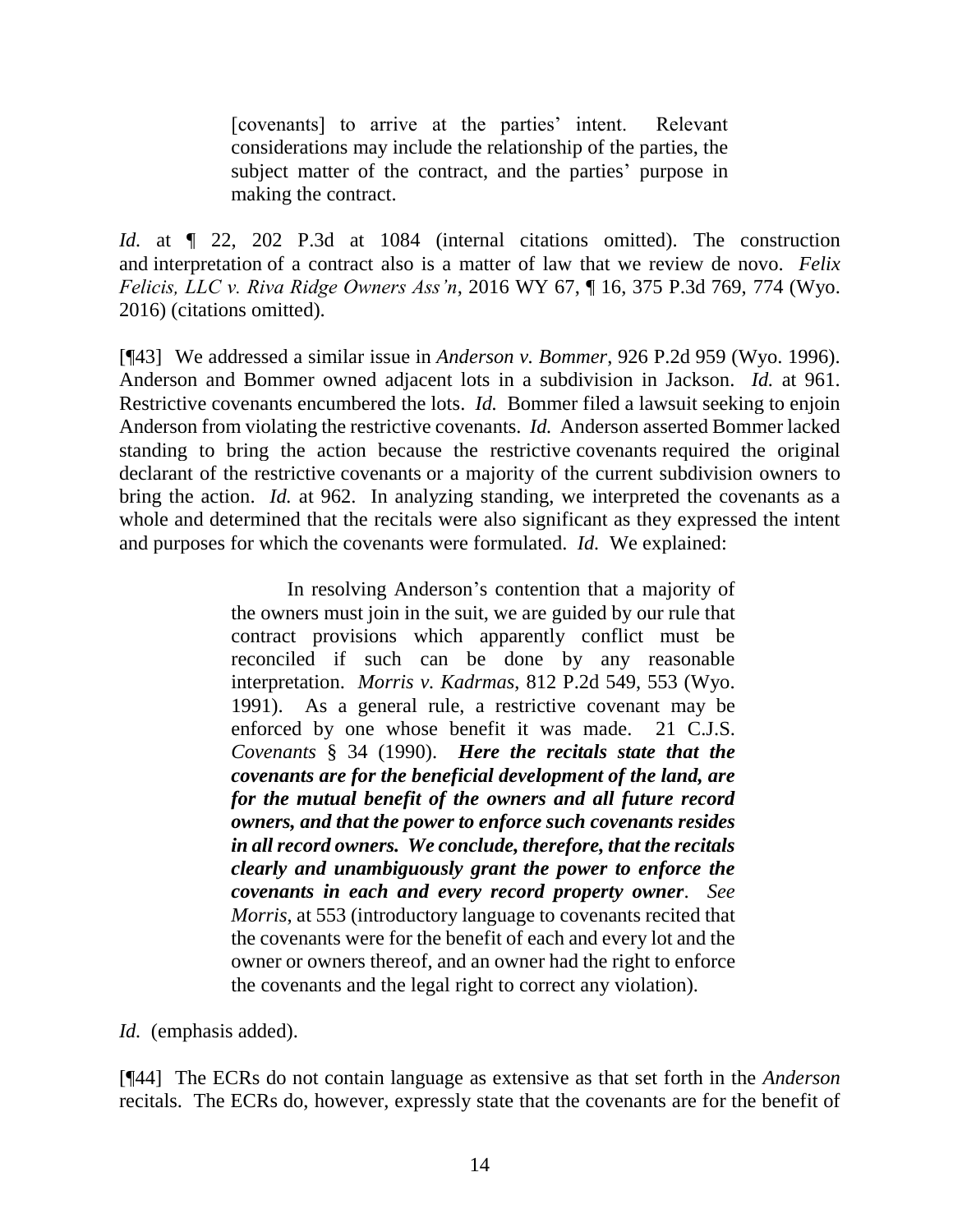> [covenants] to arrive at the parties' intent. Relevant considerations may include the relationship of the parties, the subject matter of the contract, and the parties' purpose in making the contract.

*Id.* at ¶ 22, 202 P.3d at 1084 (internal citations omitted). The construction and interpretation of a contract also is a matter of law that we review de novo. *Felix Felicis, LLC v. Riva Ridge Owners Ass'n*, 2016 WY 67, ¶ 16, 375 P.3d 769, 774 (Wyo. 2016) (citations omitted).

[¶43] We addressed a similar issue in *Anderson v. Bommer*, 926 P.2d 959 (Wyo. 1996). Anderson and Bommer owned adjacent lots in a subdivision in Jackson. *Id.* at 961. Restrictive covenants encumbered the lots. *Id.* Bommer filed a lawsuit seeking to enjoin Anderson from violating the restrictive covenants. *Id.* Anderson asserted Bommer lacked standing to bring the action because the restrictive covenants required the original declarant of the restrictive covenants or a majority of the current subdivision owners to bring the action. *Id.* at 962. In analyzing standing, we interpreted the covenants as a whole and determined that the recitals were also significant as they expressed the intent and purposes for which the covenants were formulated. *Id.* We explained:

> In resolving Anderson's contention that a majority of the owners must join in the suit, we are guided by our rule that contract provisions which apparently conflict must be reconciled if such can be done by any reasonable interpretation. *Morris v. Kadrmas*, 812 P.2d 549, 553 (Wyo. 1991). As a general rule, a restrictive covenant may be enforced by one whose benefit it was made. 21 C.J.S. *Covenants* § 34 (1990). ***Here the recitals state that the covenants are for the beneficial development of the land, are for the mutual benefit of the owners and all future record owners, and that the power to enforce such covenants resides in all record owners. We conclude, therefore, that the recitals clearly and unambiguously grant the power to enforce the covenants in each and every record property owner***. *See Morris*, at 553 (introductory language to covenants recited that the covenants were for the benefit of each and every lot and the owner or owners thereof, and an owner had the right to enforce the covenants and the legal right to correct any violation).

*Id.* (emphasis added).

[¶44] The ECRs do not contain language as extensive as that set forth in the *Anderson* recitals. The ECRs do, however, expressly state that the covenants are for the benefit of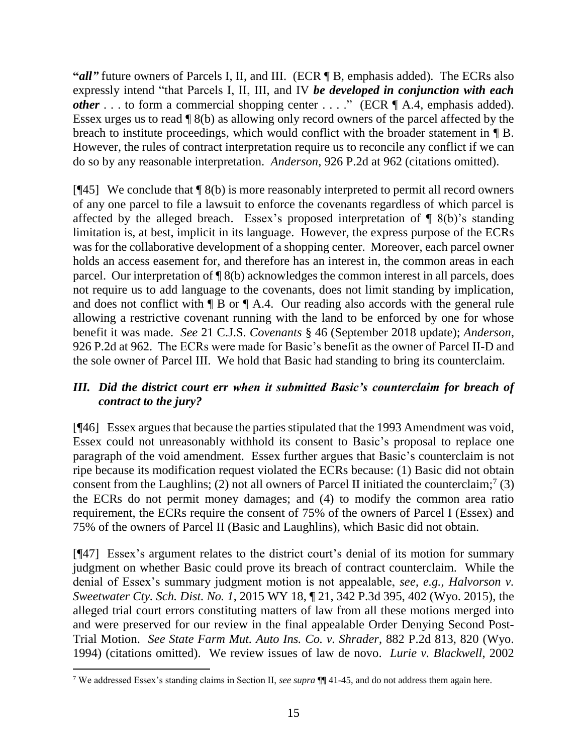"***all***" future owners of Parcels I, II, and III. (ECR ¶ B, emphasis added). The ECRs also expressly intend "that Parcels I, II, III, and IV ***be developed in conjunction with each other*** . . . to form a commercial shopping center . . . ." (ECR ¶ A.4, emphasis added). Essex urges us to read ¶ 8(b) as allowing only record owners of the parcel affected by the breach to institute proceedings, which would conflict with the broader statement in ¶ B. However, the rules of contract interpretation require us to reconcile any conflict if we can do so by any reasonable interpretation. *Anderson*, 926 P.2d at 962 (citations omitted).

[¶45] We conclude that ¶ 8(b) is more reasonably interpreted to permit all record owners of any one parcel to file a lawsuit to enforce the covenants regardless of which parcel is affected by the alleged breach. Essex's proposed interpretation of ¶ 8(b)'s standing limitation is, at best, implicit in its language. However, the express purpose of the ECRs was for the collaborative development of a shopping center. Moreover, each parcel owner holds an access easement for, and therefore has an interest in, the common areas in each parcel. Our interpretation of ¶ 8(b) acknowledges the common interest in all parcels, does not require us to add language to the covenants, does not limit standing by implication, and does not conflict with ¶ B or ¶ A.4. Our reading also accords with the general rule allowing a restrictive covenant running with the land to be enforced by one for whose benefit it was made. *See* 21 C.J.S. *Covenants* § 46 (September 2018 update); *Anderson*, 926 P.2d at 962. The ECRs were made for Basic's benefit as the owner of Parcel II-D and the sole owner of Parcel III. We hold that Basic had standing to bring its counterclaim.

### *III. Did the district court err when it submitted Basic's counterclaim for breach of contract to the jury?*

[¶46] Essex argues that because the parties stipulated that the 1993 Amendment was void, Essex could not unreasonably withhold its consent to Basic's proposal to replace one paragraph of the void amendment. Essex further argues that Basic's counterclaim is not ripe because its modification request violated the ECRs because: (1) Basic did not obtain consent from the Laughlins; (2) not all owners of Parcel II initiated the counterclaim;[7] (3) the ECRs do not permit money damages; and (4) to modify the common area ratio requirement, the ECRs require the consent of 75% of the owners of Parcel I (Essex) and 75% of the owners of Parcel II (Basic and Laughlins), which Basic did not obtain.

[¶47] Essex's argument relates to the district court's denial of its motion for summary judgment on whether Basic could prove its breach of contract counterclaim. While the denial of Essex's summary judgment motion is not appealable, *see, e.g.*, *Halvorson v. Sweetwater Cty. Sch. Dist. No. 1*, 2015 WY 18, ¶ 21, 342 P.3d 395, 402 (Wyo. 2015), the alleged trial court errors constituting matters of law from all these motions merged into and were preserved for our review in the final appealable Order Denying Second Post-Trial Motion. *See State Farm Mut. Auto Ins. Co. v. Shrader*, 882 P.2d 813, 820 (Wyo. 1994) (citations omitted). We review issues of law de novo. *Lurie v. Blackwell*, 2002

---

[7] We addressed Essex's standing claims in Section II, *see supra* ¶¶ 41-45, and do not address them again here.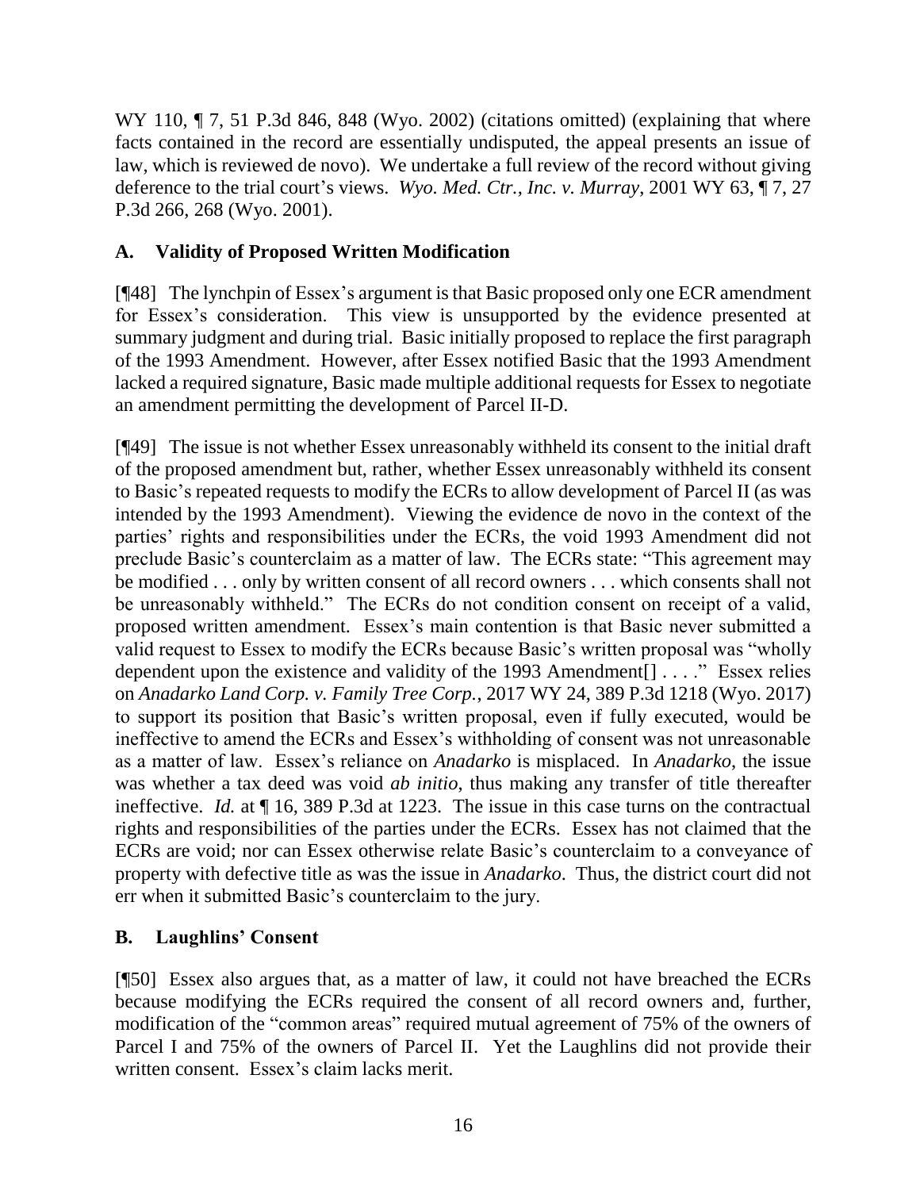WY 110, ¶ 7, 51 P.3d 846, 848 (Wyo. 2002) (citations omitted) (explaining that where facts contained in the record are essentially undisputed, the appeal presents an issue of law, which is reviewed de novo). We undertake a full review of the record without giving deference to the trial court's views. *Wyo. Med. Ctr., Inc. v. Murray*, 2001 WY 63, ¶ 7, 27 P.3d 266, 268 (Wyo. 2001).

## A. Validity of Proposed Written Modification

[¶48] The lynchpin of Essex's argument is that Basic proposed only one ECR amendment for Essex's consideration. This view is unsupported by the evidence presented at summary judgment and during trial. Basic initially proposed to replace the first paragraph of the 1993 Amendment. However, after Essex notified Basic that the 1993 Amendment lacked a required signature, Basic made multiple additional requests for Essex to negotiate an amendment permitting the development of Parcel II-D.

[¶49] The issue is not whether Essex unreasonably withheld its consent to the initial draft of the proposed amendment but, rather, whether Essex unreasonably withheld its consent to Basic's repeated requests to modify the ECRs to allow development of Parcel II (as was intended by the 1993 Amendment). Viewing the evidence de novo in the context of the parties' rights and responsibilities under the ECRs, the void 1993 Amendment did not preclude Basic's counterclaim as a matter of law. The ECRs state: "This agreement may be modified . . . only by written consent of all record owners . . . which consents shall not be unreasonably withheld." The ECRs do not condition consent on receipt of a valid, proposed written amendment. Essex's main contention is that Basic never submitted a valid request to Essex to modify the ECRs because Basic's written proposal was "wholly dependent upon the existence and validity of the 1993 Amendment[] . . . ." Essex relies on *Anadarko Land Corp. v. Family Tree Corp.*, 2017 WY 24, 389 P.3d 1218 (Wyo. 2017) to support its position that Basic's written proposal, even if fully executed, would be ineffective to amend the ECRs and Essex's withholding of consent was not unreasonable as a matter of law. Essex's reliance on *Anadarko* is misplaced. In *Anadarko*, the issue was whether a tax deed was void *ab initio*, thus making any transfer of title thereafter ineffective. *Id.* at ¶ 16, 389 P.3d at 1223. The issue in this case turns on the contractual rights and responsibilities of the parties under the ECRs. Essex has not claimed that the ECRs are void; nor can Essex otherwise relate Basic's counterclaim to a conveyance of property with defective title as was the issue in *Anadarko*. Thus, the district court did not err when it submitted Basic's counterclaim to the jury.

## B. Laughlins' Consent

[¶50] Essex also argues that, as a matter of law, it could not have breached the ECRs because modifying the ECRs required the consent of all record owners and, further, modification of the "common areas" required mutual agreement of 75% of the owners of Parcel I and 75% of the owners of Parcel II. Yet the Laughlins did not provide their written consent. Essex's claim lacks merit.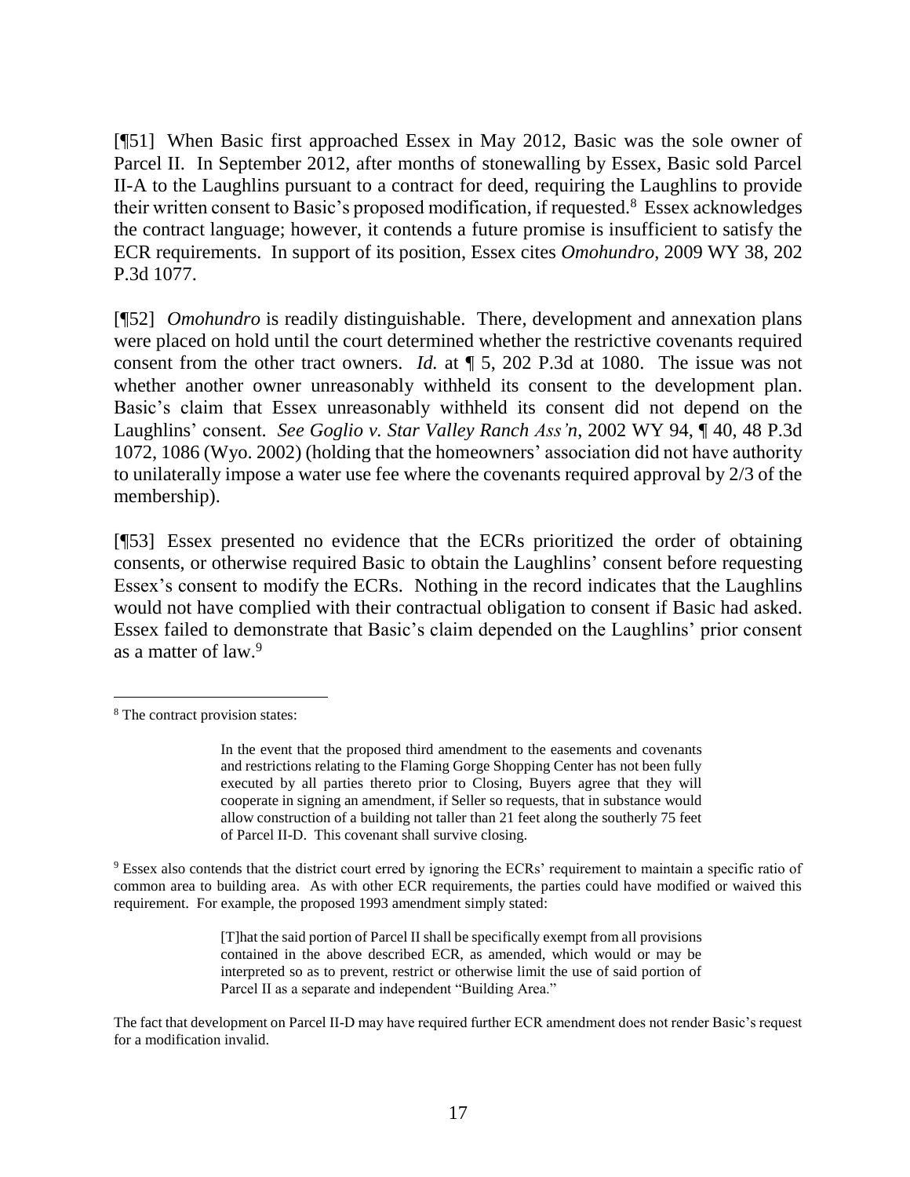[¶51] When Basic first approached Essex in May 2012, Basic was the sole owner of Parcel II. In September 2012, after months of stonewalling by Essex, Basic sold Parcel II-A to the Laughlins pursuant to a contract for deed, requiring the Laughlins to provide their written consent to Basic's proposed modification, if requested.[8] Essex acknowledges the contract language; however, it contends a future promise is insufficient to satisfy the ECR requirements. In support of its position, Essex cites *Omohundro*, 2009 WY 38, 202 P.3d 1077.

[¶52] *Omohundro* is readily distinguishable. There, development and annexation plans were placed on hold until the court determined whether the restrictive covenants required consent from the other tract owners. *Id.* at ¶ 5, 202 P.3d at 1080. The issue was not whether another owner unreasonably withheld its consent to the development plan. Basic's claim that Essex unreasonably withheld its consent did not depend on the Laughlins' consent. *See Goglio v. Star Valley Ranch Ass'n*, 2002 WY 94, ¶ 40, 48 P.3d 1072, 1086 (Wyo. 2002) (holding that the homeowners' association did not have authority to unilaterally impose a water use fee where the covenants required approval by 2/3 of the membership).

[¶53] Essex presented no evidence that the ECRs prioritized the order of obtaining consents, or otherwise required Basic to obtain the Laughlins' consent before requesting Essex's consent to modify the ECRs. Nothing in the record indicates that the Laughlins would not have complied with their contractual obligation to consent if Basic had asked. Essex failed to demonstrate that Basic's claim depended on the Laughlins' prior consent as a matter of law.[9]

---

[8] The contract provision states:

> In the event that the proposed third amendment to the easements and covenants and restrictions relating to the Flaming Gorge Shopping Center has not been fully executed by all parties thereto prior to Closing, Buyers agree that they will cooperate in signing an amendment, if Seller so requests, that in substance would allow construction of a building not taller than 21 feet along the southerly 75 feet of Parcel II-D. This covenant shall survive closing.

[9] Essex also contends that the district court erred by ignoring the ECRs' requirement to maintain a specific ratio of common area to building area. As with other ECR requirements, the parties could have modified or waived this requirement. For example, the proposed 1993 amendment simply stated:

> [T]hat the said portion of Parcel II shall be specifically exempt from all provisions contained in the above described ECR, as amended, which would or may be interpreted so as to prevent, restrict or otherwise limit the use of said portion of Parcel II as a separate and independent "Building Area."

The fact that development on Parcel II-D may have required further ECR amendment does not render Basic's request for a modification invalid.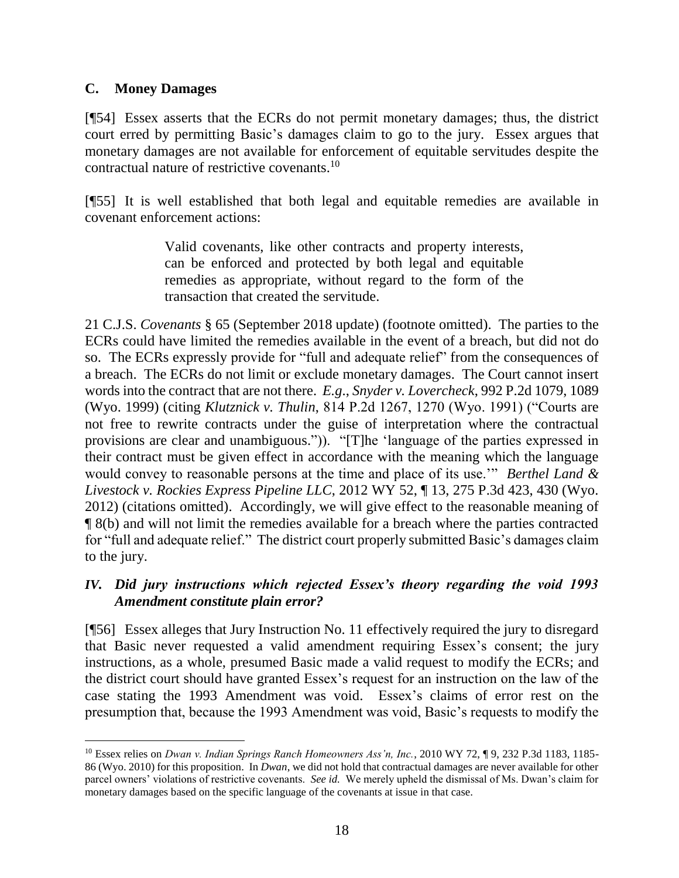### C. Money Damages

[¶54] Essex asserts that the ECRs do not permit monetary damages; thus, the district court erred by permitting Basic's damages claim to go to the jury. Essex argues that monetary damages are not available for enforcement of equitable servitudes despite the contractual nature of restrictive covenants.[10]

[¶55] It is well established that both legal and equitable remedies are available in covenant enforcement actions:

> Valid covenants, like other contracts and property interests, can be enforced and protected by both legal and equitable remedies as appropriate, without regard to the form of the transaction that created the servitude.

21 C.J.S. *Covenants* § 65 (September 2018 update) (footnote omitted). The parties to the ECRs could have limited the remedies available in the event of a breach, but did not do so. The ECRs expressly provide for "full and adequate relief" from the consequences of a breach. The ECRs do not limit or exclude monetary damages. The Court cannot insert words into the contract that are not there. *E.g.*, *Snyder v. Lovercheck*, 992 P.2d 1079, 1089 (Wyo. 1999) (citing *Klutznick v. Thulin*, 814 P.2d 1267, 1270 (Wyo. 1991) ("Courts are not free to rewrite contracts under the guise of interpretation where the contractual provisions are clear and unambiguous.")). "[T]he 'language of the parties expressed in their contract must be given effect in accordance with the meaning which the language would convey to reasonable persons at the time and place of its use.'" *Berthel Land & Livestock v. Rockies Express Pipeline LLC*, 2012 WY 52, ¶ 13, 275 P.3d 423, 430 (Wyo. 2012) (citations omitted). Accordingly, we will give effect to the reasonable meaning of ¶ 8(b) and will not limit the remedies available for a breach where the parties contracted for "full and adequate relief." The district court properly submitted Basic's damages claim to the jury.

### *IV. Did jury instructions which rejected Essex's theory regarding the void 1993 Amendment constitute plain error?*

[¶56] Essex alleges that Jury Instruction No. 11 effectively required the jury to disregard that Basic never requested a valid amendment requiring Essex's consent; the jury instructions, as a whole, presumed Basic made a valid request to modify the ECRs; and the district court should have granted Essex's request for an instruction on the law of the case stating the 1993 Amendment was void. Essex's claims of error rest on the presumption that, because the 1993 Amendment was void, Basic's requests to modify the

---

[10] Essex relies on *Dwan v. Indian Springs Ranch Homeowners Ass'n, Inc.*, 2010 WY 72, ¶ 9, 232 P.3d 1183, 1185-86 (Wyo. 2010) for this proposition. In *Dwan*, we did not hold that contractual damages are never available for other parcel owners' violations of restrictive covenants. *See id.* We merely upheld the dismissal of Ms. Dwan's claim for monetary damages based on the specific language of the covenants at issue in that case.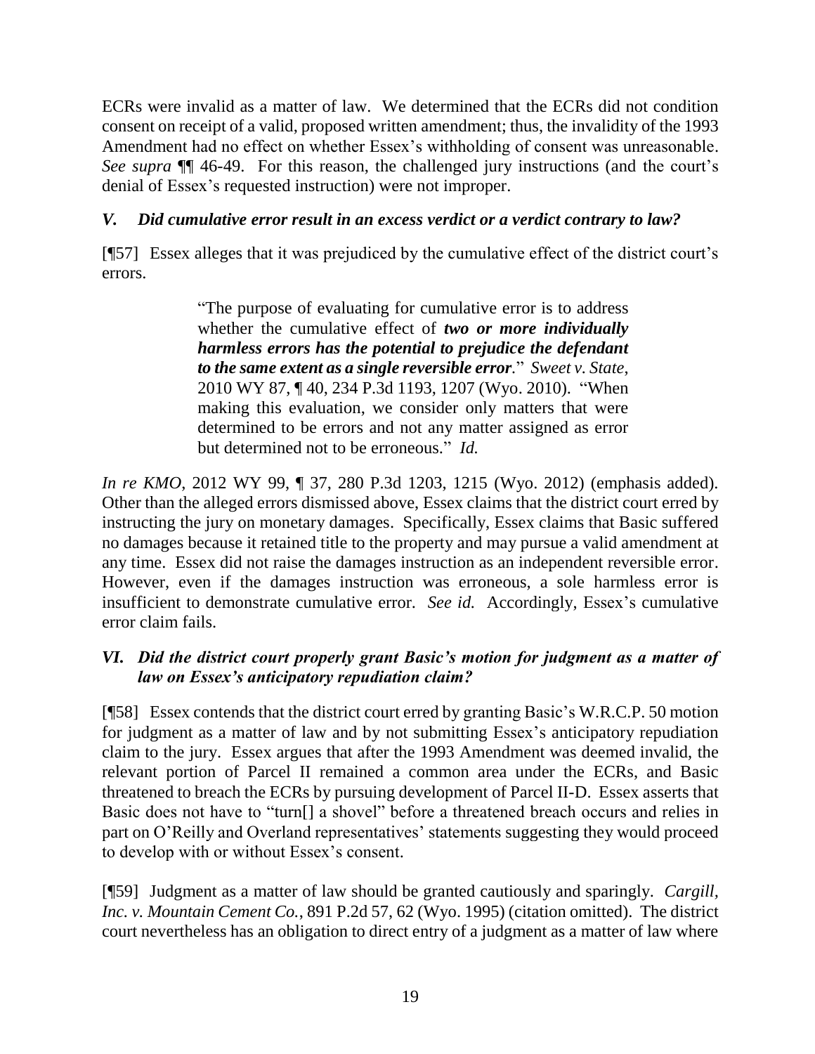ECRs were invalid as a matter of law. We determined that the ECRs did not condition consent on receipt of a valid, proposed written amendment; thus, the invalidity of the 1993 Amendment had no effect on whether Essex's withholding of consent was unreasonable. *See supra* ¶¶ 46-49. For this reason, the challenged jury instructions (and the court's denial of Essex's requested instruction) were not improper.

### *V. Did cumulative error result in an excess verdict or a verdict contrary to law?*

[¶57] Essex alleges that it was prejudiced by the cumulative effect of the district court's errors.

> "The purpose of evaluating for cumulative error is to address whether the cumulative effect of ***two or more individually harmless errors has the potential to prejudice the defendant to the same extent as a single reversible error***." *Sweet v. State*, 2010 WY 87, ¶ 40, 234 P.3d 1193, 1207 (Wyo. 2010). "When making this evaluation, we consider only matters that were determined to be errors and not any matter assigned as error but determined not to be erroneous." *Id.*

*In re KMO*, 2012 WY 99, ¶ 37, 280 P.3d 1203, 1215 (Wyo. 2012) (emphasis added). Other than the alleged errors dismissed above, Essex claims that the district court erred by instructing the jury on monetary damages. Specifically, Essex claims that Basic suffered no damages because it retained title to the property and may pursue a valid amendment at any time. Essex did not raise the damages instruction as an independent reversible error. However, even if the damages instruction was erroneous, a sole harmless error is insufficient to demonstrate cumulative error. *See id.* Accordingly, Essex's cumulative error claim fails.

### *VI. Did the district court properly grant Basic's motion for judgment as a matter of law on Essex's anticipatory repudiation claim?*

[¶58] Essex contends that the district court erred by granting Basic's W.R.C.P. 50 motion for judgment as a matter of law and by not submitting Essex's anticipatory repudiation claim to the jury. Essex argues that after the 1993 Amendment was deemed invalid, the relevant portion of Parcel II remained a common area under the ECRs, and Basic threatened to breach the ECRs by pursuing development of Parcel II-D. Essex asserts that Basic does not have to "turn[] a shovel" before a threatened breach occurs and relies in part on O'Reilly and Overland representatives' statements suggesting they would proceed to develop with or without Essex's consent.

[¶59] Judgment as a matter of law should be granted cautiously and sparingly. *Cargill, Inc. v. Mountain Cement Co.*, 891 P.2d 57, 62 (Wyo. 1995) (citation omitted). The district court nevertheless has an obligation to direct entry of a judgment as a matter of law where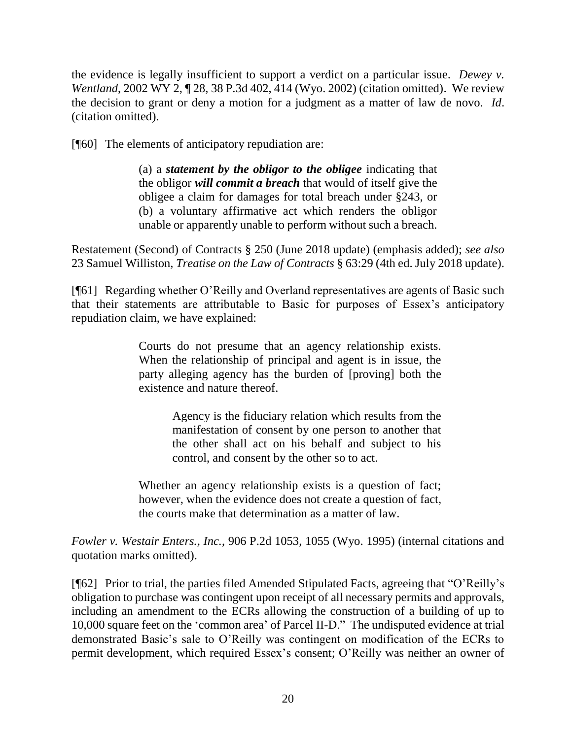the evidence is legally insufficient to support a verdict on a particular issue. *Dewey v. Wentland*, 2002 WY 2, ¶ 28, 38 P.3d 402, 414 (Wyo. 2002) (citation omitted). We review the decision to grant or deny a motion for a judgment as a matter of law de novo. *Id*. (citation omitted).

[¶60] The elements of anticipatory repudiation are:

> (a) a ***statement by the obligor to the obligee*** indicating that the obligor ***will commit a breach*** that would of itself give the obligee a claim for damages for total breach under §243, or (b) a voluntary affirmative act which renders the obligor unable or apparently unable to perform without such a breach.

Restatement (Second) of Contracts § 250 (June 2018 update) (emphasis added); *see also* 23 Samuel Williston, *Treatise on the Law of Contracts* § 63:29 (4th ed. July 2018 update).

[¶61] Regarding whether O'Reilly and Overland representatives are agents of Basic such that their statements are attributable to Basic for purposes of Essex's anticipatory repudiation claim, we have explained:

> Courts do not presume that an agency relationship exists. When the relationship of principal and agent is in issue, the party alleging agency has the burden of [proving] both the existence and nature thereof.
>
> > Agency is the fiduciary relation which results from the manifestation of consent by one person to another that the other shall act on his behalf and subject to his control, and consent by the other so to act.
>
> Whether an agency relationship exists is a question of fact; however, when the evidence does not create a question of fact, the courts make that determination as a matter of law.

*Fowler v. Westair Enters., Inc.*, 906 P.2d 1053, 1055 (Wyo. 1995) (internal citations and quotation marks omitted).

[¶62] Prior to trial, the parties filed Amended Stipulated Facts, agreeing that "O'Reilly's obligation to purchase was contingent upon receipt of all necessary permits and approvals, including an amendment to the ECRs allowing the construction of a building of up to 10,000 square feet on the 'common area' of Parcel II-D." The undisputed evidence at trial demonstrated Basic's sale to O'Reilly was contingent on modification of the ECRs to permit development, which required Essex's consent; O'Reilly was neither an owner of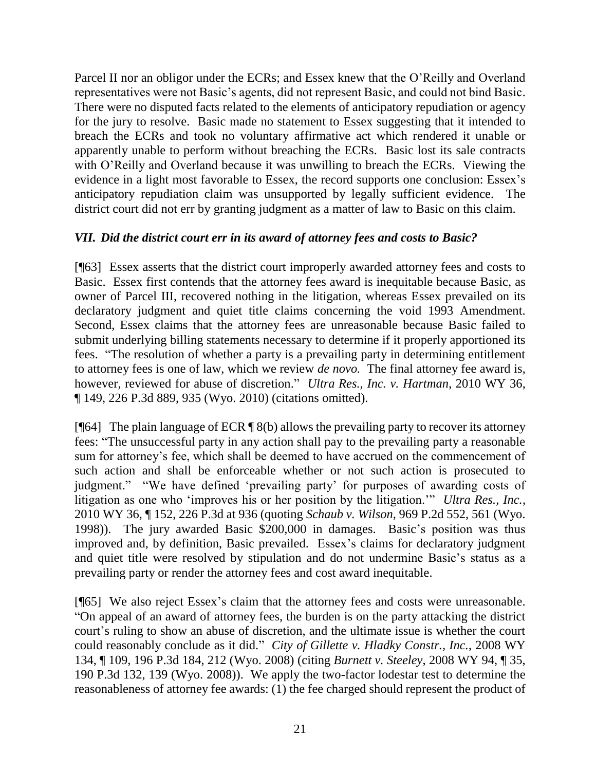Parcel II nor an obligor under the ECRs; and Essex knew that the O'Reilly and Overland representatives were not Basic's agents, did not represent Basic, and could not bind Basic. There were no disputed facts related to the elements of anticipatory repudiation or agency for the jury to resolve. Basic made no statement to Essex suggesting that it intended to breach the ECRs and took no voluntary affirmative act which rendered it unable or apparently unable to perform without breaching the ECRs. Basic lost its sale contracts with O'Reilly and Overland because it was unwilling to breach the ECRs. Viewing the evidence in a light most favorable to Essex, the record supports one conclusion: Essex's anticipatory repudiation claim was unsupported by legally sufficient evidence. The district court did not err by granting judgment as a matter of law to Basic on this claim.

### *VII. Did the district court err in its award of attorney fees and costs to Basic?*

[¶63] Essex asserts that the district court improperly awarded attorney fees and costs to Basic. Essex first contends that the attorney fees award is inequitable because Basic, as owner of Parcel III, recovered nothing in the litigation, whereas Essex prevailed on its declaratory judgment and quiet title claims concerning the void 1993 Amendment. Second, Essex claims that the attorney fees are unreasonable because Basic failed to submit underlying billing statements necessary to determine if it properly apportioned its fees. "The resolution of whether a party is a prevailing party in determining entitlement to attorney fees is one of law, which we review *de novo.* The final attorney fee award is, however, reviewed for abuse of discretion." *Ultra Res., Inc. v. Hartman*, 2010 WY 36, ¶ 149, 226 P.3d 889, 935 (Wyo. 2010) (citations omitted).

[¶64] The plain language of ECR ¶ 8(b) allows the prevailing party to recover its attorney fees: "The unsuccessful party in any action shall pay to the prevailing party a reasonable sum for attorney's fee, which shall be deemed to have accrued on the commencement of such action and shall be enforceable whether or not such action is prosecuted to judgment." "We have defined 'prevailing party' for purposes of awarding costs of litigation as one who 'improves his or her position by the litigation.'" *Ultra Res., Inc.*, 2010 WY 36, ¶ 152, 226 P.3d at 936 (quoting *Schaub v. Wilson*, 969 P.2d 552, 561 (Wyo. 1998)). The jury awarded Basic \$200,000 in damages. Basic's position was thus improved and, by definition, Basic prevailed. Essex's claims for declaratory judgment and quiet title were resolved by stipulation and do not undermine Basic's status as a prevailing party or render the attorney fees and cost award inequitable.

[¶65] We also reject Essex's claim that the attorney fees and costs were unreasonable. "On appeal of an award of attorney fees, the burden is on the party attacking the district court's ruling to show an abuse of discretion, and the ultimate issue is whether the court could reasonably conclude as it did." *City of Gillette v. Hladky Constr., Inc.*, 2008 WY 134, ¶ 109, 196 P.3d 184, 212 (Wyo. 2008) (citing *Burnett v. Steeley*, 2008 WY 94, ¶ 35, 190 P.3d 132, 139 (Wyo. 2008)). We apply the two-factor lodestar test to determine the reasonableness of attorney fee awards: (1) the fee charged should represent the product of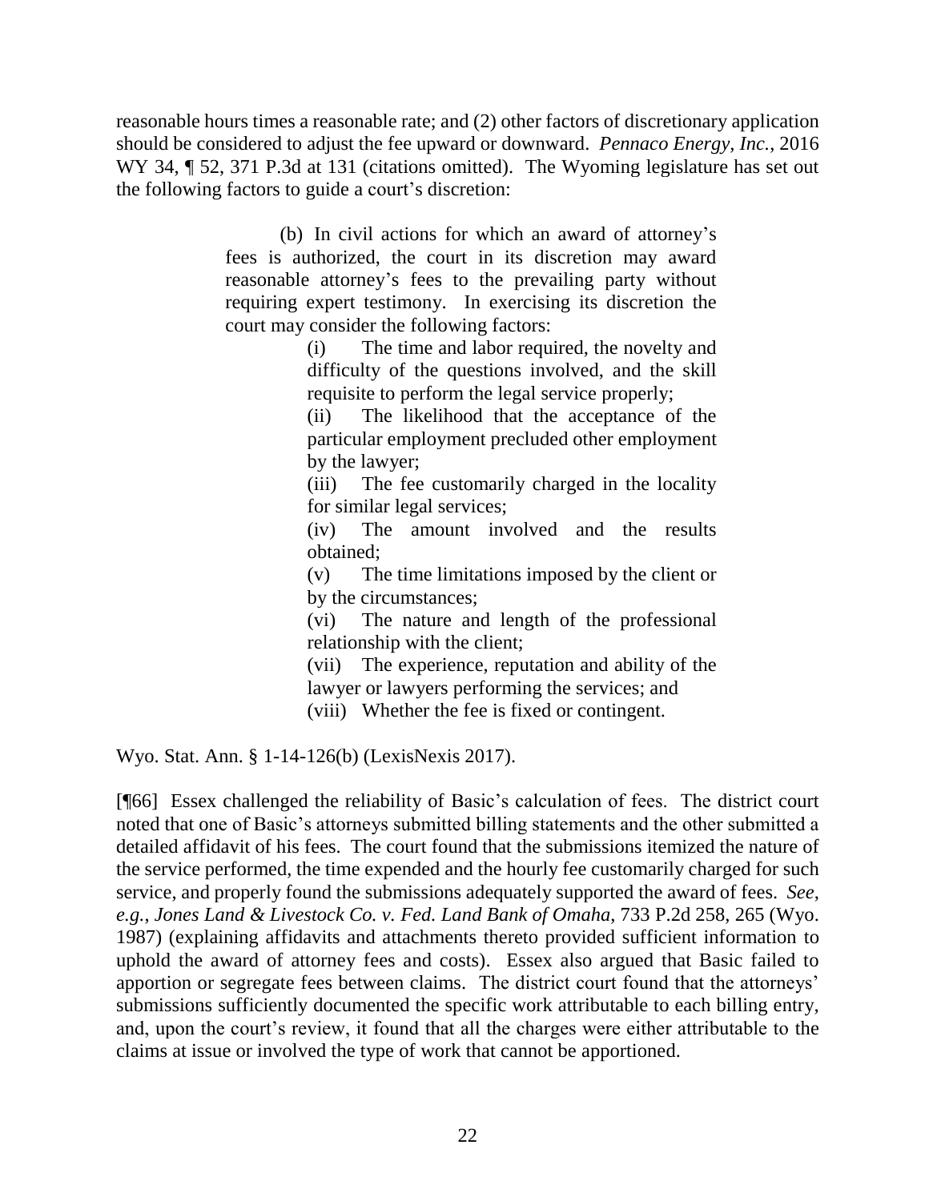reasonable hours times a reasonable rate; and (2) other factors of discretionary application should be considered to adjust the fee upward or downward. *Pennaco Energy, Inc.*, 2016 WY 34, ¶ 52, 371 P.3d at 131 (citations omitted). The Wyoming legislature has set out the following factors to guide a court's discretion:

> (b) In civil actions for which an award of attorney's fees is authorized, the court in its discretion may award reasonable attorney's fees to the prevailing party without requiring expert testimony. In exercising its discretion the court may consider the following factors:
>
> (i) The time and labor required, the novelty and difficulty of the questions involved, and the skill requisite to perform the legal service properly;
>
> (ii) The likelihood that the acceptance of the particular employment precluded other employment by the lawyer;
>
> (iii) The fee customarily charged in the locality for similar legal services;
>
> (iv) The amount involved and the results obtained;
>
> (v) The time limitations imposed by the client or by the circumstances;
>
> (vi) The nature and length of the professional relationship with the client;
>
> (vii) The experience, reputation and ability of the lawyer or lawyers performing the services; and
>
> (viii) Whether the fee is fixed or contingent.

Wyo. Stat. Ann. § 1-14-126(b) (LexisNexis 2017).

[¶66] Essex challenged the reliability of Basic's calculation of fees. The district court noted that one of Basic's attorneys submitted billing statements and the other submitted a detailed affidavit of his fees. The court found that the submissions itemized the nature of the service performed, the time expended and the hourly fee customarily charged for such service, and properly found the submissions adequately supported the award of fees. *See, e.g.*, *Jones Land & Livestock Co. v. Fed. Land Bank of Omaha*, 733 P.2d 258, 265 (Wyo. 1987) (explaining affidavits and attachments thereto provided sufficient information to uphold the award of attorney fees and costs). Essex also argued that Basic failed to apportion or segregate fees between claims. The district court found that the attorneys' submissions sufficiently documented the specific work attributable to each billing entry, and, upon the court's review, it found that all the charges were either attributable to the claims at issue or involved the type of work that cannot be apportioned.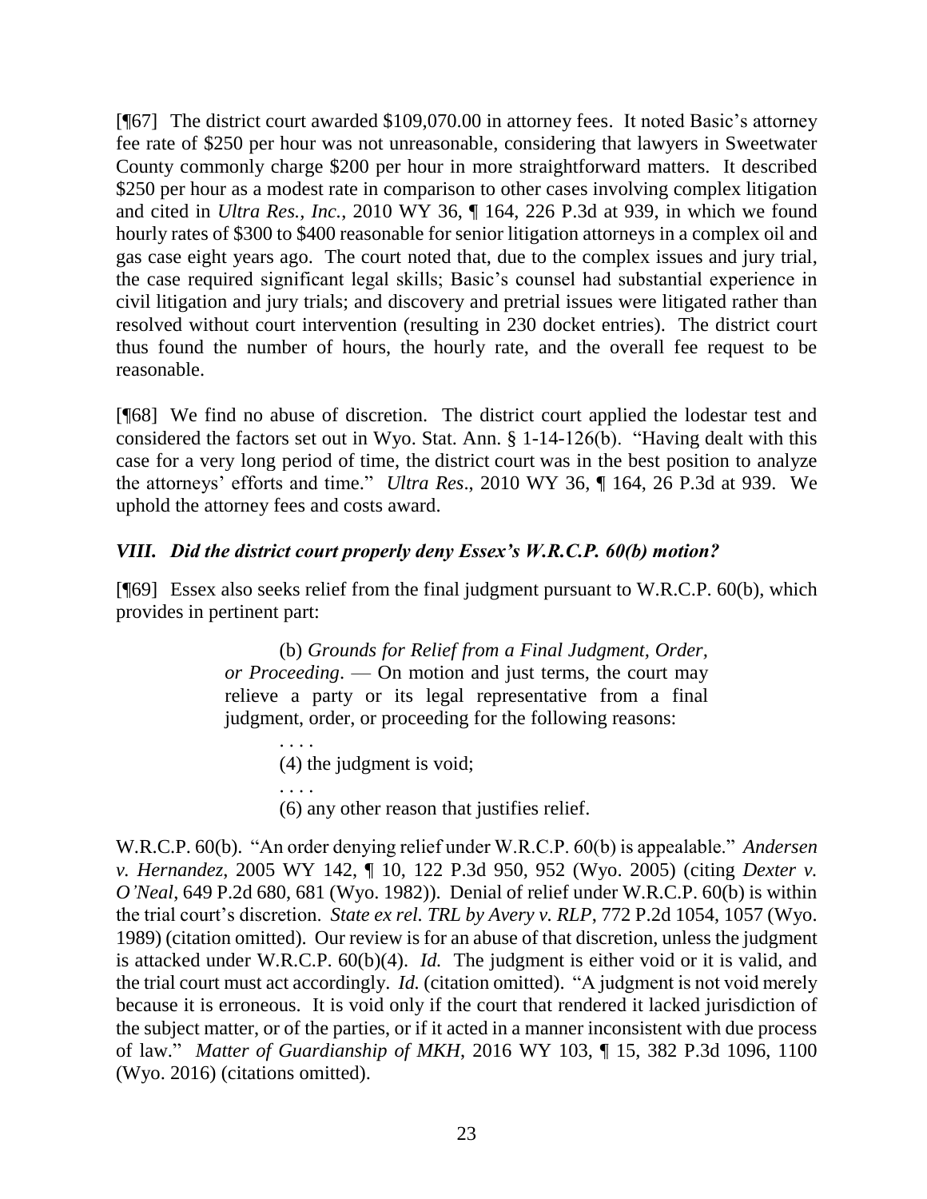[¶67] The district court awarded $109,070.00 in attorney fees. It noted Basic's attorney fee rate of $250 per hour was not unreasonable, considering that lawyers in Sweetwater County commonly charge $200 per hour in more straightforward matters. It described $250 per hour as a modest rate in comparison to other cases involving complex litigation and cited in *Ultra Res., Inc.*, 2010 WY 36, ¶ 164, 226 P.3d at 939, in which we found hourly rates of $300 to $400 reasonable for senior litigation attorneys in a complex oil and gas case eight years ago. The court noted that, due to the complex issues and jury trial, the case required significant legal skills; Basic's counsel had substantial experience in civil litigation and jury trials; and discovery and pretrial issues were litigated rather than resolved without court intervention (resulting in 230 docket entries). The district court thus found the number of hours, the hourly rate, and the overall fee request to be reasonable.

[¶68] We find no abuse of discretion. The district court applied the lodestar test and considered the factors set out in Wyo. Stat. Ann. § 1-14-126(b). "Having dealt with this case for a very long period of time, the district court was in the best position to analyze the attorneys' efforts and time." *Ultra Res*., 2010 WY 36, ¶ 164, 26 P.3d at 939. We uphold the attorney fees and costs award.

### *VIII. Did the district court properly deny Essex's W.R.C.P. 60(b) motion?*

[¶69] Essex also seeks relief from the final judgment pursuant to W.R.C.P. 60(b), which provides in pertinent part:

> (b) *Grounds for Relief from a Final Judgment, Order, or Proceeding*. — On motion and just terms, the court may relieve a party or its legal representative from a final judgment, order, or proceeding for the following reasons:
>
> . . . .
>
> (4) the judgment is void;
>
> . . . .
>
> (6) any other reason that justifies relief.

W.R.C.P. 60(b). "An order denying relief under W.R.C.P. 60(b) is appealable." *Andersen v. Hernandez*, 2005 WY 142, ¶ 10, 122 P.3d 950, 952 (Wyo. 2005) (citing *Dexter v. O'Neal*, 649 P.2d 680, 681 (Wyo. 1982)). Denial of relief under W.R.C.P. 60(b) is within the trial court's discretion. *State ex rel. TRL by Avery v. RLP*, 772 P.2d 1054, 1057 (Wyo. 1989) (citation omitted). Our review is for an abuse of that discretion, unless the judgment is attacked under W.R.C.P. 60(b)(4). *Id.* The judgment is either void or it is valid, and the trial court must act accordingly. *Id.* (citation omitted). "A judgment is not void merely because it is erroneous. It is void only if the court that rendered it lacked jurisdiction of the subject matter, or of the parties, or if it acted in a manner inconsistent with due process of law." *Matter of Guardianship of MKH*, 2016 WY 103, ¶ 15, 382 P.3d 1096, 1100 (Wyo. 2016) (citations omitted).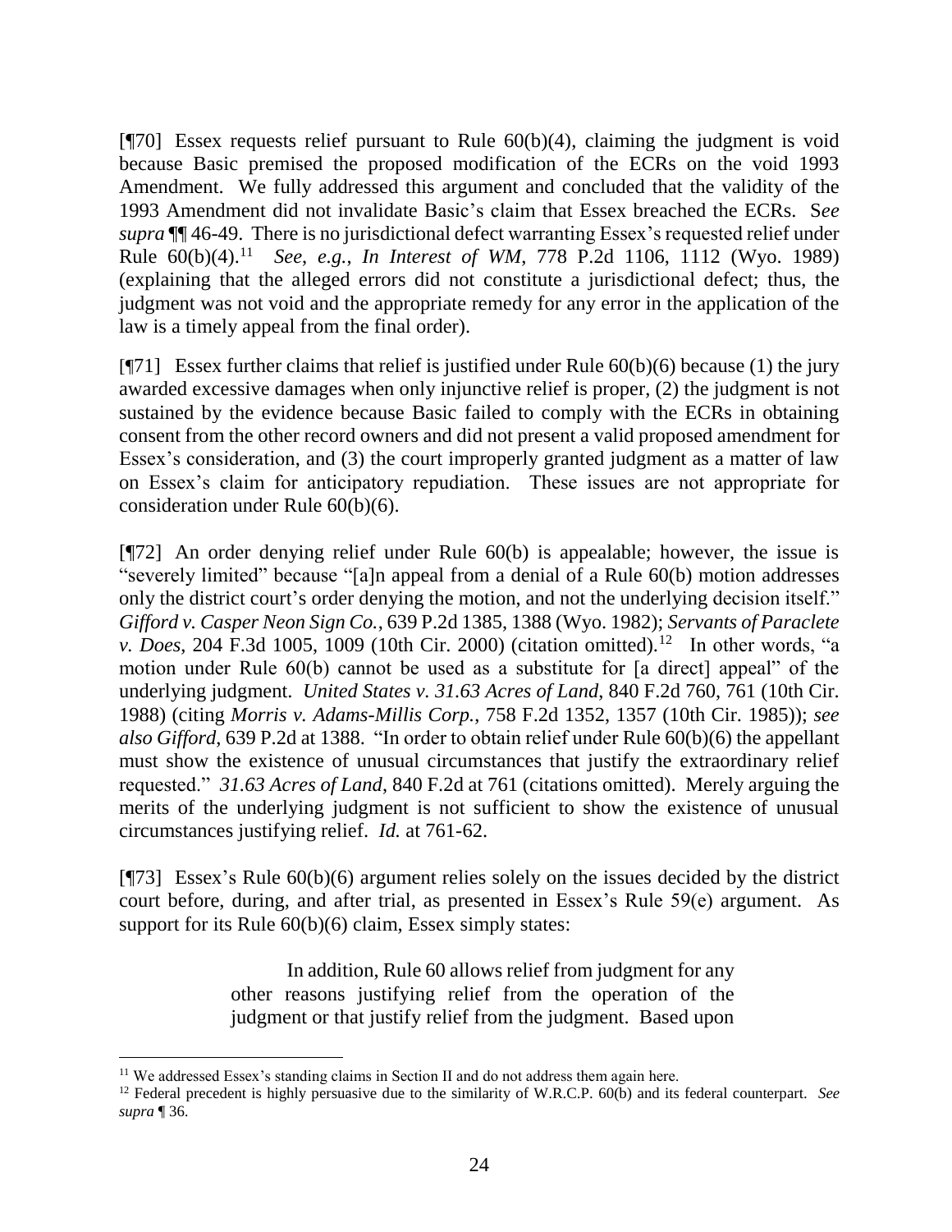[¶70] Essex requests relief pursuant to Rule 60(b)(4), claiming the judgment is void because Basic premised the proposed modification of the ECRs on the void 1993 Amendment. We fully addressed this argument and concluded that the validity of the 1993 Amendment did not invalidate Basic's claim that Essex breached the ECRs. *See supra* ¶¶ 46-49. There is no jurisdictional defect warranting Essex's requested relief under Rule 60(b)(4).[11] *See, e.g.*, *In Interest of WM*, 778 P.2d 1106, 1112 (Wyo. 1989) (explaining that the alleged errors did not constitute a jurisdictional defect; thus, the judgment was not void and the appropriate remedy for any error in the application of the law is a timely appeal from the final order).

[¶71] Essex further claims that relief is justified under Rule 60(b)(6) because (1) the jury awarded excessive damages when only injunctive relief is proper, (2) the judgment is not sustained by the evidence because Basic failed to comply with the ECRs in obtaining consent from the other record owners and did not present a valid proposed amendment for Essex's consideration, and (3) the court improperly granted judgment as a matter of law on Essex's claim for anticipatory repudiation. These issues are not appropriate for consideration under Rule 60(b)(6).

[¶72] An order denying relief under Rule 60(b) is appealable; however, the issue is "severely limited" because "[a]n appeal from a denial of a Rule 60(b) motion addresses only the district court's order denying the motion, and not the underlying decision itself." *Gifford v. Casper Neon Sign Co.*, 639 P.2d 1385, 1388 (Wyo. 1982); *Servants of Paraclete v. Does*, 204 F.3d 1005, 1009 (10th Cir. 2000) (citation omitted).[12] In other words, "a motion under Rule 60(b) cannot be used as a substitute for [a direct] appeal" of the underlying judgment. *United States v. 31.63 Acres of Land*, 840 F.2d 760, 761 (10th Cir. 1988) (citing *Morris v. Adams-Millis Corp.*, 758 F.2d 1352, 1357 (10th Cir. 1985)); *see also Gifford*, 639 P.2d at 1388. "In order to obtain relief under Rule 60(b)(6) the appellant must show the existence of unusual circumstances that justify the extraordinary relief requested." *31.63 Acres of Land*, 840 F.2d at 761 (citations omitted). Merely arguing the merits of the underlying judgment is not sufficient to show the existence of unusual circumstances justifying relief. *Id.* at 761-62.

[¶73] Essex's Rule 60(b)(6) argument relies solely on the issues decided by the district court before, during, and after trial, as presented in Essex's Rule 59(e) argument. As support for its Rule 60(b)(6) claim, Essex simply states:

> In addition, Rule 60 allows relief from judgment for any other reasons justifying relief from the operation of the judgment or that justify relief from the judgment. Based upon

---

[11] We addressed Essex's standing claims in Section II and do not address them again here.

[12] Federal precedent is highly persuasive due to the similarity of W.R.C.P. 60(b) and its federal counterpart. *See supra* ¶ 36.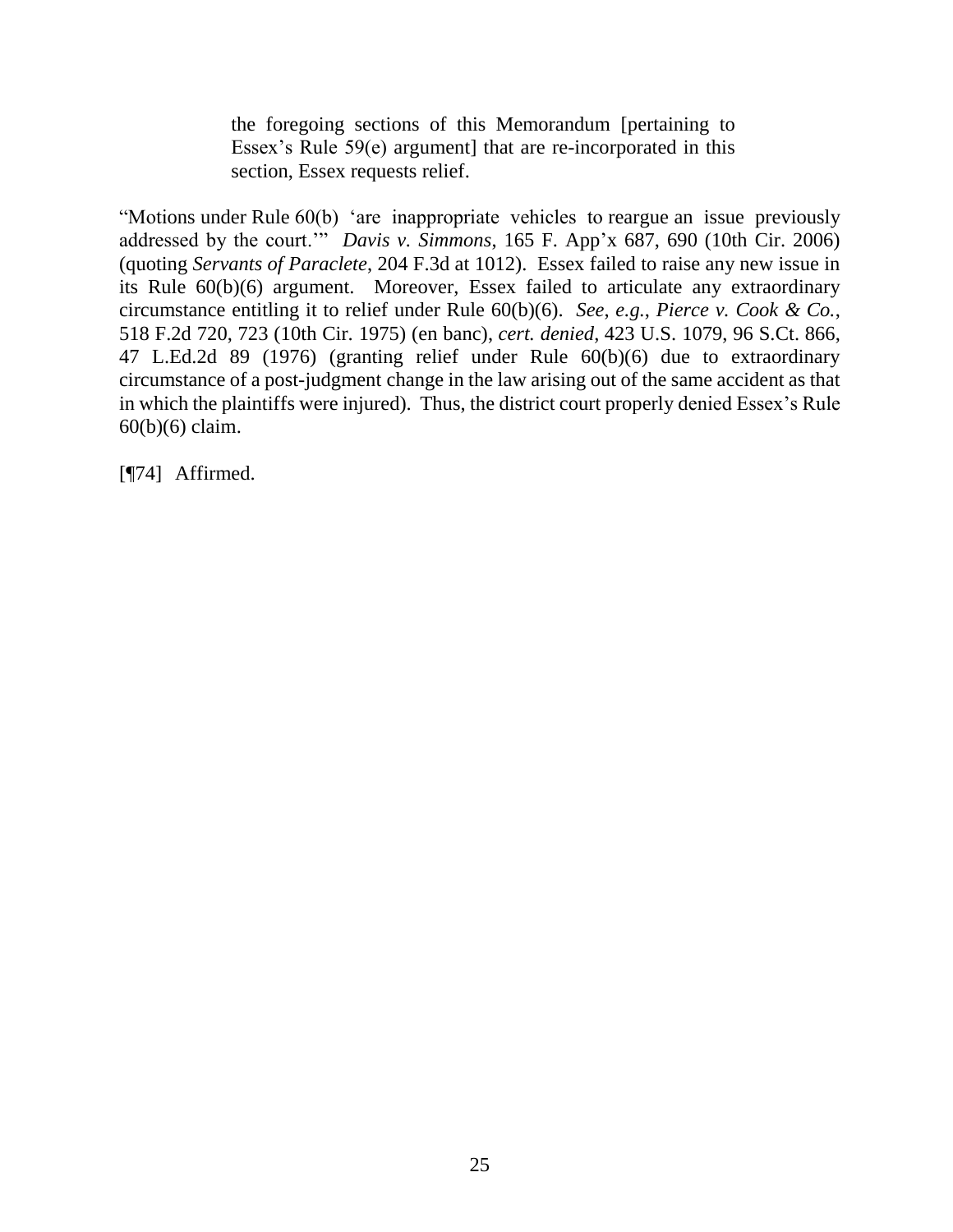> the foregoing sections of this Memorandum [pertaining to Essex's Rule 59(e) argument] that are re-incorporated in this section, Essex requests relief.

"Motions under Rule 60(b) 'are inappropriate vehicles to reargue an issue previously addressed by the court.'" *Davis v. Simmons*, 165 F. App'x 687, 690 (10th Cir. 2006) (quoting *Servants of Paraclete*, 204 F.3d at 1012). Essex failed to raise any new issue in its Rule 60(b)(6) argument. Moreover, Essex failed to articulate any extraordinary circumstance entitling it to relief under Rule 60(b)(6). *See*, *e.g.*, *Pierce v. Cook & Co.*, 518 F.2d 720, 723 (10th Cir. 1975) (en banc), *cert. denied*, 423 U.S. 1079, 96 S.Ct. 866, 47 L.Ed.2d 89 (1976) (granting relief under Rule 60(b)(6) due to extraordinary circumstance of a post-judgment change in the law arising out of the same accident as that in which the plaintiffs were injured). Thus, the district court properly denied Essex's Rule 60(b)(6) claim.

[¶74] Affirmed.